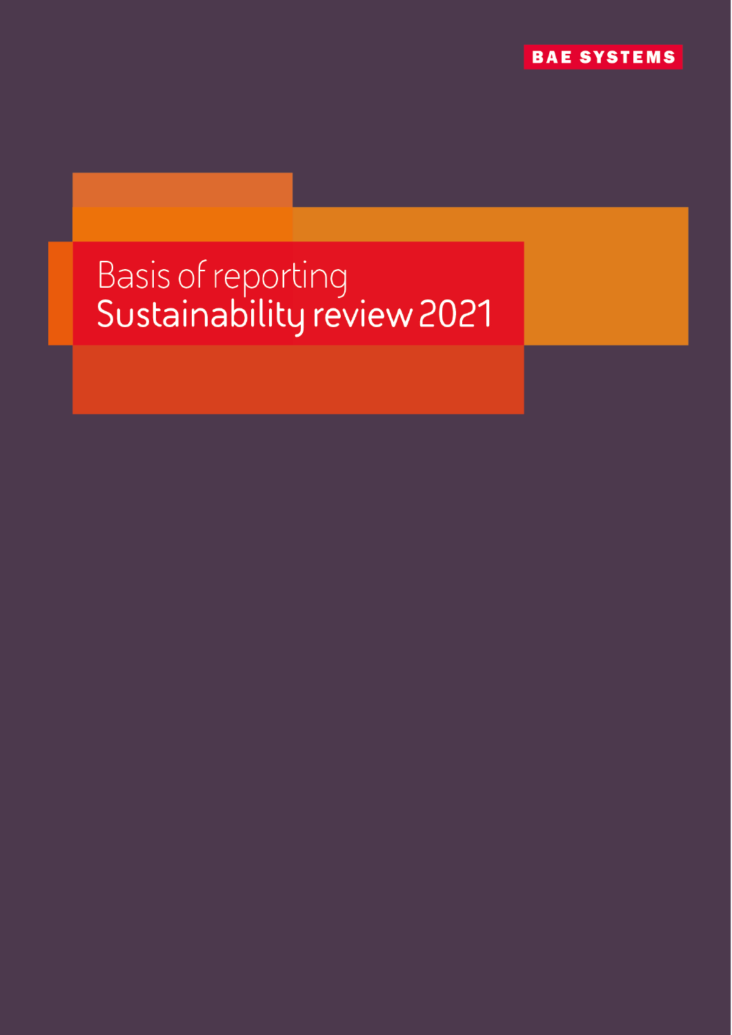BAE SYSTEMS

# Basis of reporting
# Sustainability review 2021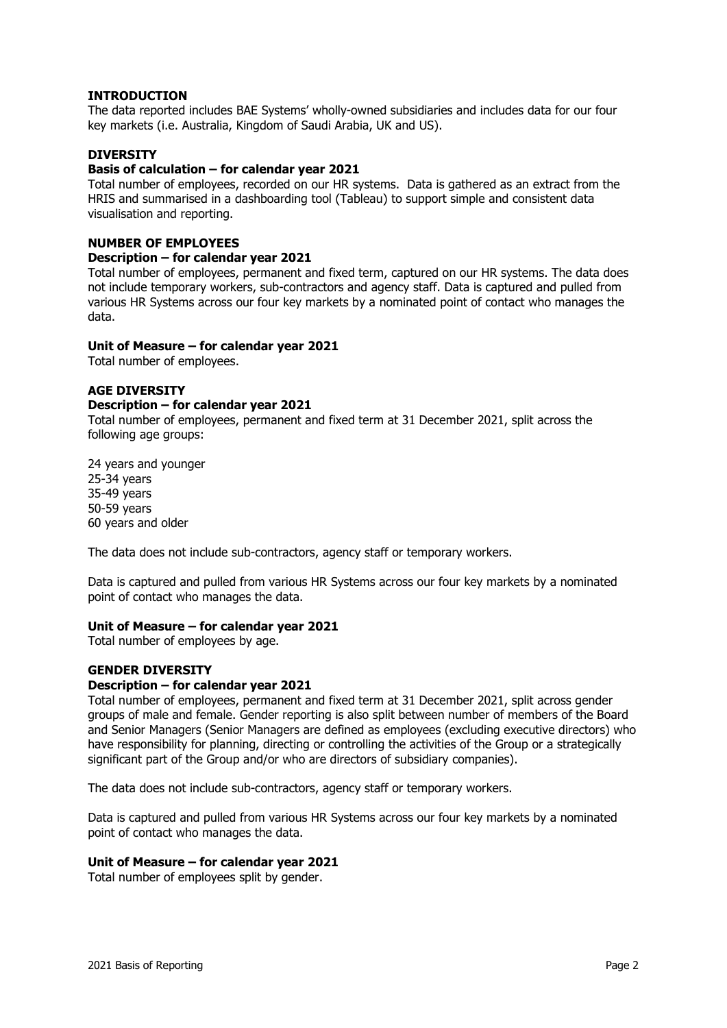## INTRODUCTION

The data reported includes BAE Systems' wholly-owned subsidiaries and includes data for our four key markets (i.e. Australia, Kingdom of Saudi Arabia, UK and US).

## DIVERSITY

### Basis of calculation – for calendar year 2021

Total number of employees, recorded on our HR systems. Data is gathered as an extract from the HRIS and summarised in a dashboarding tool (Tableau) to support simple and consistent data visualisation and reporting.

## NUMBER OF EMPLOYEES

### Description – for calendar year 2021

Total number of employees, permanent and fixed term, captured on our HR systems. The data does not include temporary workers, sub-contractors and agency staff. Data is captured and pulled from various HR Systems across our four key markets by a nominated point of contact who manages the data.

### Unit of Measure – for calendar year 2021

Total number of employees.

## AGE DIVERSITY

### Description – for calendar year 2021

Total number of employees, permanent and fixed term at 31 December 2021, split across the following age groups:

24 years and younger
25-34 years
35-49 years
50-59 years
60 years and older

The data does not include sub-contractors, agency staff or temporary workers.

Data is captured and pulled from various HR Systems across our four key markets by a nominated point of contact who manages the data.

### Unit of Measure – for calendar year 2021

Total number of employees by age.

## GENDER DIVERSITY

### Description – for calendar year 2021

Total number of employees, permanent and fixed term at 31 December 2021, split across gender groups of male and female. Gender reporting is also split between number of members of the Board and Senior Managers (Senior Managers are defined as employees (excluding executive directors) who have responsibility for planning, directing or controlling the activities of the Group or a strategically significant part of the Group and/or who are directors of subsidiary companies).

The data does not include sub-contractors, agency staff or temporary workers.

Data is captured and pulled from various HR Systems across our four key markets by a nominated point of contact who manages the data.

### Unit of Measure – for calendar year 2021

Total number of employees split by gender.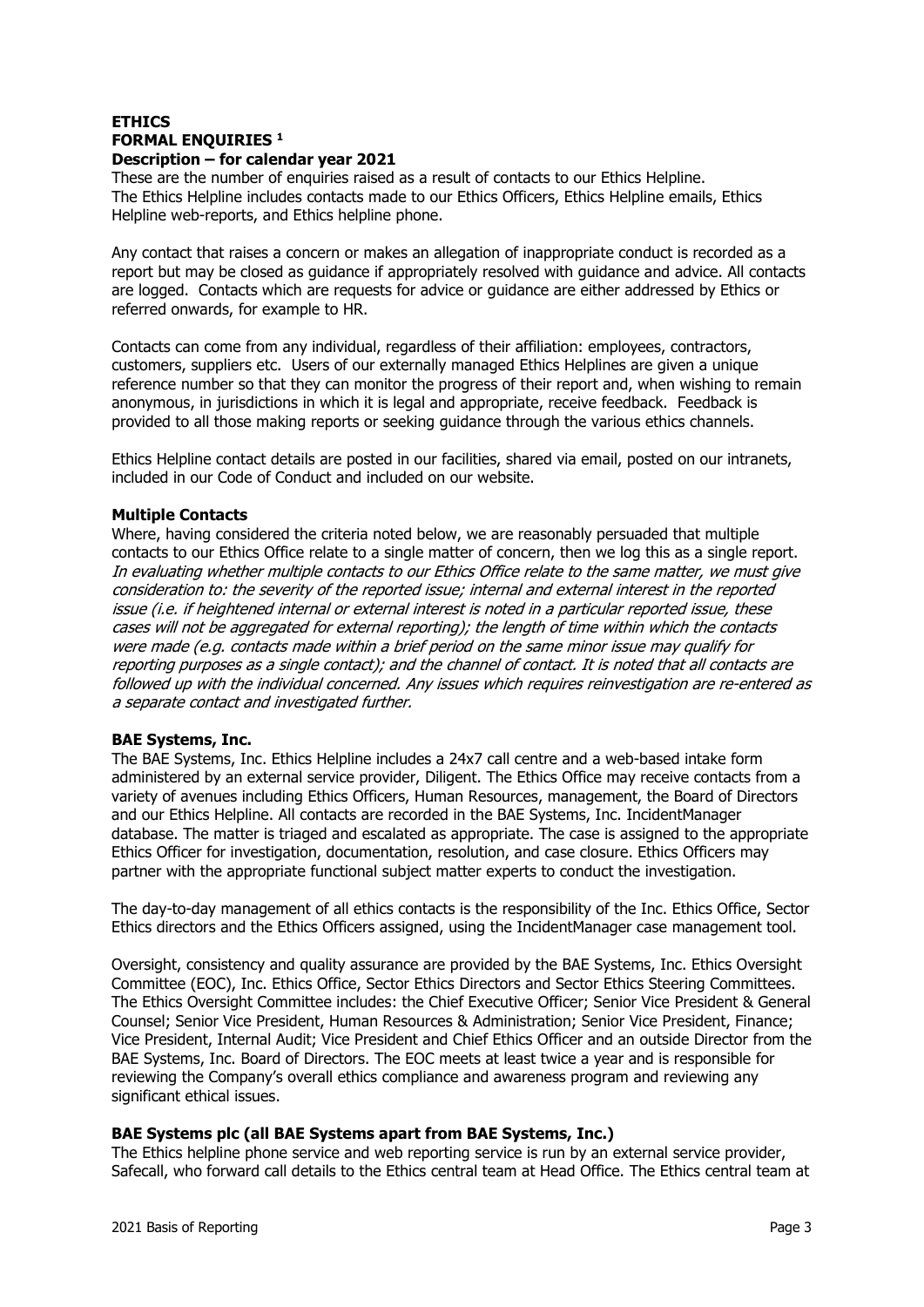# ETHICS

## FORMAL ENQUIRIES [1]

### Description – for calendar year 2021

These are the number of enquiries raised as a result of contacts to our Ethics Helpline. The Ethics Helpline includes contacts made to our Ethics Officers, Ethics Helpline emails, Ethics Helpline web-reports, and Ethics helpline phone.

Any contact that raises a concern or makes an allegation of inappropriate conduct is recorded as a report but may be closed as guidance if appropriately resolved with guidance and advice. All contacts are logged. Contacts which are requests for advice or guidance are either addressed by Ethics or referred onwards, for example to HR.

Contacts can come from any individual, regardless of their affiliation: employees, contractors, customers, suppliers etc. Users of our externally managed Ethics Helplines are given a unique reference number so that they can monitor the progress of their report and, when wishing to remain anonymous, in jurisdictions in which it is legal and appropriate, receive feedback. Feedback is provided to all those making reports or seeking guidance through the various ethics channels.

Ethics Helpline contact details are posted in our facilities, shared via email, posted on our intranets, included in our Code of Conduct and included on our website.

**Multiple Contacts**

Where, having considered the criteria noted below, we are reasonably persuaded that multiple contacts to our Ethics Office relate to a single matter of concern, then we log this as a single report. *In evaluating whether multiple contacts to our Ethics Office relate to the same matter, we must give consideration to: the severity of the reported issue; internal and external interest in the reported issue (i.e. if heightened internal or external interest is noted in a particular reported issue, these cases will not be aggregated for external reporting); the length of time within which the contacts were made (e.g. contacts made within a brief period on the same minor issue may qualify for reporting purposes as a single contact); and the channel of contact. It is noted that all contacts are followed up with the individual concerned. Any issues which requires reinvestigation are re-entered as a separate contact and investigated further.*

**BAE Systems, Inc.**

The BAE Systems, Inc. Ethics Helpline includes a 24x7 call centre and a web-based intake form administered by an external service provider, Diligent. The Ethics Office may receive contacts from a variety of avenues including Ethics Officers, Human Resources, management, the Board of Directors and our Ethics Helpline. All contacts are recorded in the BAE Systems, Inc. IncidentManager database. The matter is triaged and escalated as appropriate. The case is assigned to the appropriate Ethics Officer for investigation, documentation, resolution, and case closure. Ethics Officers may partner with the appropriate functional subject matter experts to conduct the investigation.

The day-to-day management of all ethics contacts is the responsibility of the Inc. Ethics Office, Sector Ethics directors and the Ethics Officers assigned, using the IncidentManager case management tool.

Oversight, consistency and quality assurance are provided by the BAE Systems, Inc. Ethics Oversight Committee (EOC), Inc. Ethics Office, Sector Ethics Directors and Sector Ethics Steering Committees. The Ethics Oversight Committee includes: the Chief Executive Officer; Senior Vice President & General Counsel; Senior Vice President, Human Resources & Administration; Senior Vice President, Finance; Vice President, Internal Audit; Vice President and Chief Ethics Officer and an outside Director from the BAE Systems, Inc. Board of Directors. The EOC meets at least twice a year and is responsible for reviewing the Company's overall ethics compliance and awareness program and reviewing any significant ethical issues.

**BAE Systems plc (all BAE Systems apart from BAE Systems, Inc.)**

The Ethics helpline phone service and web reporting service is run by an external service provider, Safecall, who forward call details to the Ethics central team at Head Office. The Ethics central team at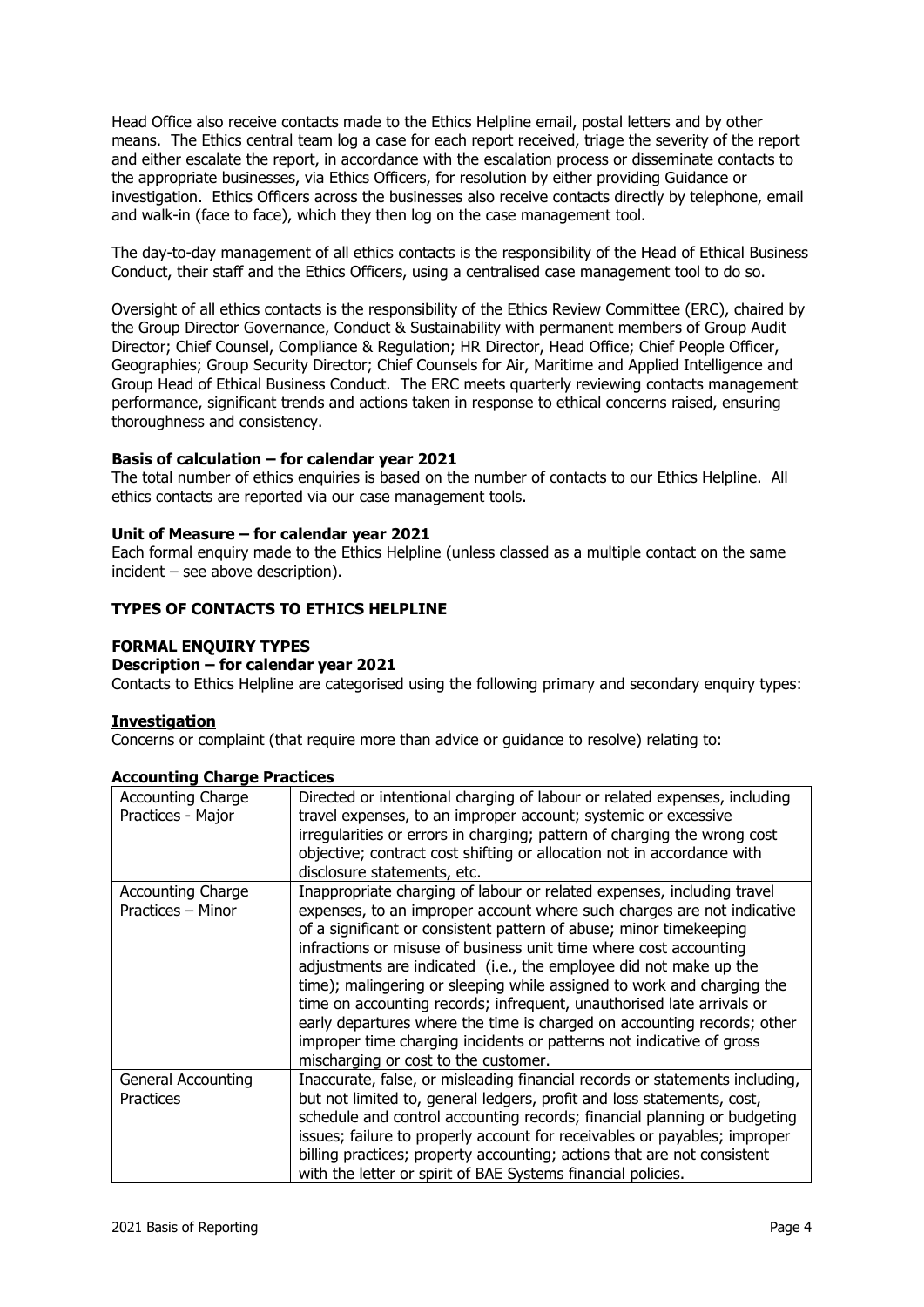Head Office also receive contacts made to the Ethics Helpline email, postal letters and by other means. The Ethics central team log a case for each report received, triage the severity of the report and either escalate the report, in accordance with the escalation process or disseminate contacts to the appropriate businesses, via Ethics Officers, for resolution by either providing Guidance or investigation. Ethics Officers across the businesses also receive contacts directly by telephone, email and walk-in (face to face), which they then log on the case management tool.

The day-to-day management of all ethics contacts is the responsibility of the Head of Ethical Business Conduct, their staff and the Ethics Officers, using a centralised case management tool to do so.

Oversight of all ethics contacts is the responsibility of the Ethics Review Committee (ERC), chaired by the Group Director Governance, Conduct & Sustainability with permanent members of Group Audit Director; Chief Counsel, Compliance & Regulation; HR Director, Head Office; Chief People Officer, Geographies; Group Security Director; Chief Counsels for Air, Maritime and Applied Intelligence and Group Head of Ethical Business Conduct. The ERC meets quarterly reviewing contacts management performance, significant trends and actions taken in response to ethical concerns raised, ensuring thoroughness and consistency.

**Basis of calculation – for calendar year 2021**
The total number of ethics enquiries is based on the number of contacts to our Ethics Helpline. All ethics contacts are reported via our case management tools.

**Unit of Measure – for calendar year 2021**
Each formal enquiry made to the Ethics Helpline (unless classed as a multiple contact on the same incident – see above description).

**TYPES OF CONTACTS TO ETHICS HELPLINE**

**FORMAL ENQUIRY TYPES**

**Description – for calendar year 2021**
Contacts to Ethics Helpline are categorised using the following primary and secondary enquiry types:

**Investigation**
Concerns or complaint (that require more than advice or guidance to resolve) relating to:

**Accounting Charge Practices**

| Accounting Charge Practices - Major | Directed or intentional charging of labour or related expenses, including travel expenses, to an improper account; systemic or excessive irregularities or errors in charging; pattern of charging the wrong cost objective; contract cost shifting or allocation not in accordance with disclosure statements, etc. |
|---|---|
| Accounting Charge Practices – Minor | Inappropriate charging of labour or related expenses, including travel expenses, to an improper account where such charges are not indicative of a significant or consistent pattern of abuse; minor timekeeping infractions or misuse of business unit time where cost accounting adjustments are indicated (i.e., the employee did not make up the time); malingering or sleeping while assigned to work and charging the time on accounting records; infrequent, unauthorised late arrivals or early departures where the time is charged on accounting records; other improper time charging incidents or patterns not indicative of gross mischarging or cost to the customer. |
| General Accounting Practices | Inaccurate, false, or misleading financial records or statements including, but not limited to, general ledgers, profit and loss statements, cost, schedule and control accounting records; financial planning or budgeting issues; failure to properly account for receivables or payables; improper billing practices; property accounting; actions that are not consistent with the letter or spirit of BAE Systems financial policies. |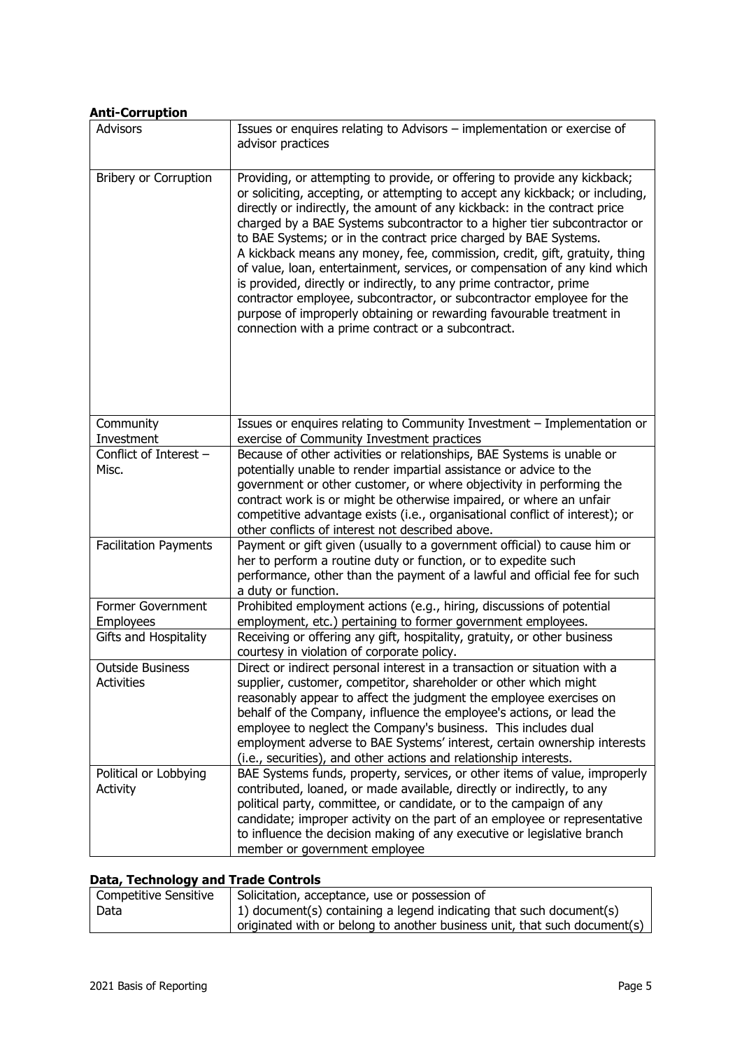**Anti-Corruption**

| | |
|---|---|
| Advisors | Issues or enquires relating to Advisors – implementation or exercise of advisor practices |
| Bribery or Corruption | Providing, or attempting to provide, or offering to provide any kickback; or soliciting, accepting, or attempting to accept any kickback; or including, directly or indirectly, the amount of any kickback: in the contract price charged by a BAE Systems subcontractor to a higher tier subcontractor or to BAE Systems; or in the contract price charged by BAE Systems.<br>A kickback means any money, fee, commission, credit, gift, gratuity, thing of value, loan, entertainment, services, or compensation of any kind which is provided, directly or indirectly, to any prime contractor, prime contractor employee, subcontractor, or subcontractor employee for the purpose of improperly obtaining or rewarding favourable treatment in connection with a prime contract or a subcontract. |
| Community Investment | Issues or enquires relating to Community Investment – Implementation or exercise of Community Investment practices |
| Conflict of Interest – Misc. | Because of other activities or relationships, BAE Systems is unable or potentially unable to render impartial assistance or advice to the government or other customer, or where objectivity in performing the contract work is or might be otherwise impaired, or where an unfair competitive advantage exists (i.e., organisational conflict of interest); or other conflicts of interest not described above. |
| Facilitation Payments | Payment or gift given (usually to a government official) to cause him or her to perform a routine duty or function, or to expedite such performance, other than the payment of a lawful and official fee for such a duty or function. |
| Former Government Employees | Prohibited employment actions (e.g., hiring, discussions of potential employment, etc.) pertaining to former government employees. |
| Gifts and Hospitality | Receiving or offering any gift, hospitality, gratuity, or other business courtesy in violation of corporate policy. |
| Outside Business Activities | Direct or indirect personal interest in a transaction or situation with a supplier, customer, competitor, shareholder or other which might reasonably appear to affect the judgment the employee exercises on behalf of the Company, influence the employee's actions, or lead the employee to neglect the Company's business. This includes dual employment adverse to BAE Systems' interest, certain ownership interests (i.e., securities), and other actions and relationship interests. |
| Political or Lobbying Activity | BAE Systems funds, property, services, or other items of value, improperly contributed, loaned, or made available, directly or indirectly, to any political party, committee, or candidate, or to the campaign of any candidate; improper activity on the part of an employee or representative to influence the decision making of any executive or legislative branch member or government employee |

**Data, Technology and Trade Controls**

| | |
|---|---|
| Competitive Sensitive Data | Solicitation, acceptance, use or possession of<br>1) document(s) containing a legend indicating that such document(s) originated with or belong to another business unit, that such document(s) |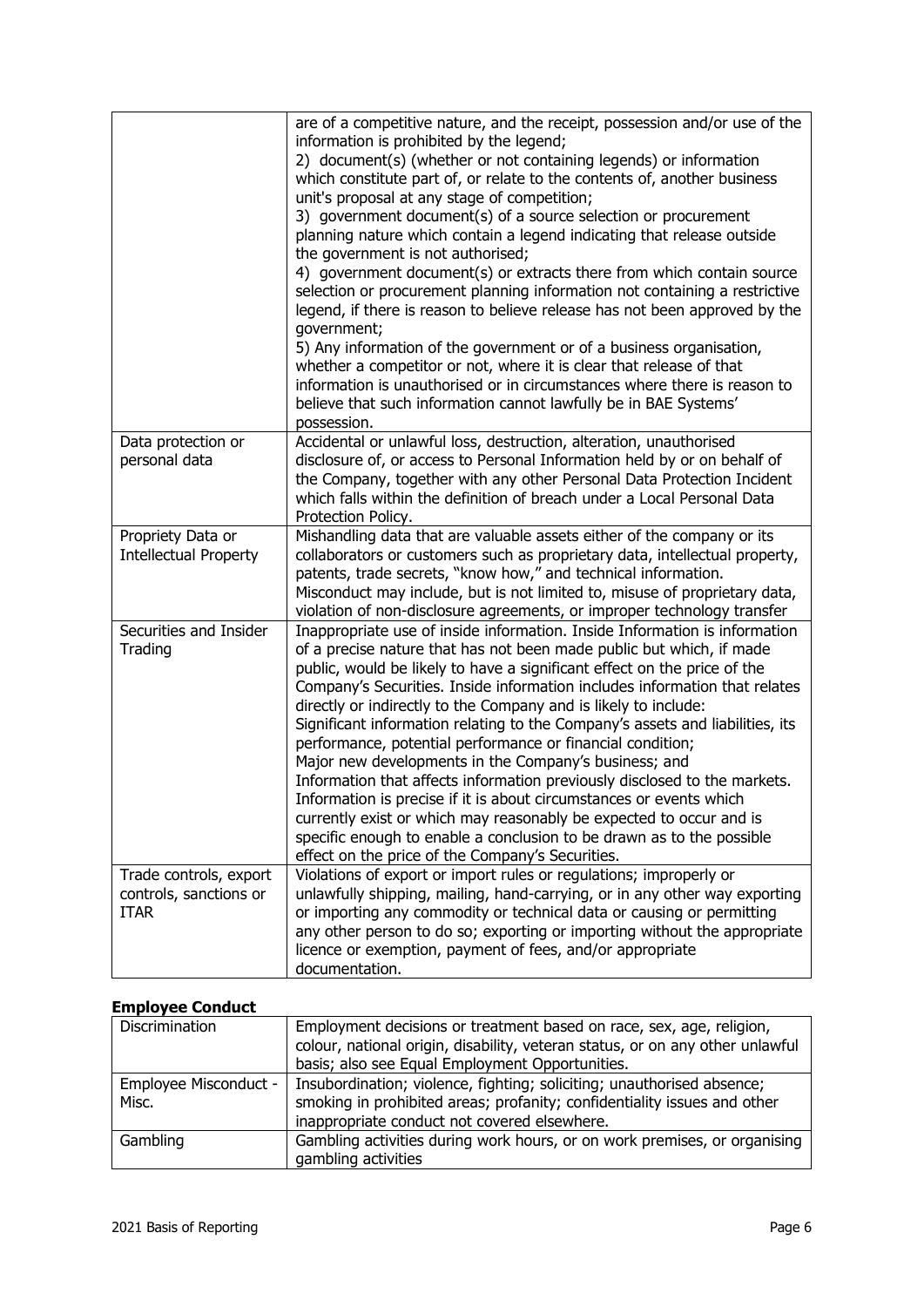| | |
|---|---|
| | are of a competitive nature, and the receipt, possession and/or use of the information is prohibited by the legend;<br>2) document(s) (whether or not containing legends) or information which constitute part of, or relate to the contents of, another business unit's proposal at any stage of competition;<br>3) government document(s) of a source selection or procurement planning nature which contain a legend indicating that release outside the government is not authorised;<br>4) government document(s) or extracts there from which contain source selection or procurement planning information not containing a restrictive legend, if there is reason to believe release has not been approved by the government;<br>5) Any information of the government or of a business organisation, whether a competitor or not, where it is clear that release of that information is unauthorised or in circumstances where there is reason to believe that such information cannot lawfully be in BAE Systems' possession. |
| Data protection or personal data | Accidental or unlawful loss, destruction, alteration, unauthorised disclosure of, or access to Personal Information held by or on behalf of the Company, together with any other Personal Data Protection Incident which falls within the definition of breach under a Local Personal Data Protection Policy. |
| Propriety Data or Intellectual Property | Mishandling data that are valuable assets either of the company or its collaborators or customers such as proprietary data, intellectual property, patents, trade secrets, "know how," and technical information. Misconduct may include, but is not limited to, misuse of proprietary data, violation of non-disclosure agreements, or improper technology transfer |
| Securities and Insider Trading | Inappropriate use of inside information. Inside Information is information of a precise nature that has not been made public but which, if made public, would be likely to have a significant effect on the price of the Company's Securities. Inside information includes information that relates directly or indirectly to the Company and is likely to include:<br>Significant information relating to the Company's assets and liabilities, its performance, potential performance or financial condition;<br>Major new developments in the Company's business; and<br>Information that affects information previously disclosed to the markets.<br>Information is precise if it is about circumstances or events which currently exist or which may reasonably be expected to occur and is specific enough to enable a conclusion to be drawn as to the possible effect on the price of the Company's Securities. |
| Trade controls, export controls, sanctions or ITAR | Violations of export or import rules or regulations; improperly or unlawfully shipping, mailing, hand-carrying, or in any other way exporting or importing any commodity or technical data or causing or permitting any other person to do so; exporting or importing without the appropriate licence or exemption, payment of fees, and/or appropriate documentation. |

**Employee Conduct**

| | |
|---|---|
| Discrimination | Employment decisions or treatment based on race, sex, age, religion, colour, national origin, disability, veteran status, or on any other unlawful basis; also see Equal Employment Opportunities. |
| Employee Misconduct - Misc. | Insubordination; violence, fighting; soliciting; unauthorised absence; smoking in prohibited areas; profanity; confidentiality issues and other inappropriate conduct not covered elsewhere. |
| Gambling | Gambling activities during work hours, or on work premises, or organising gambling activities |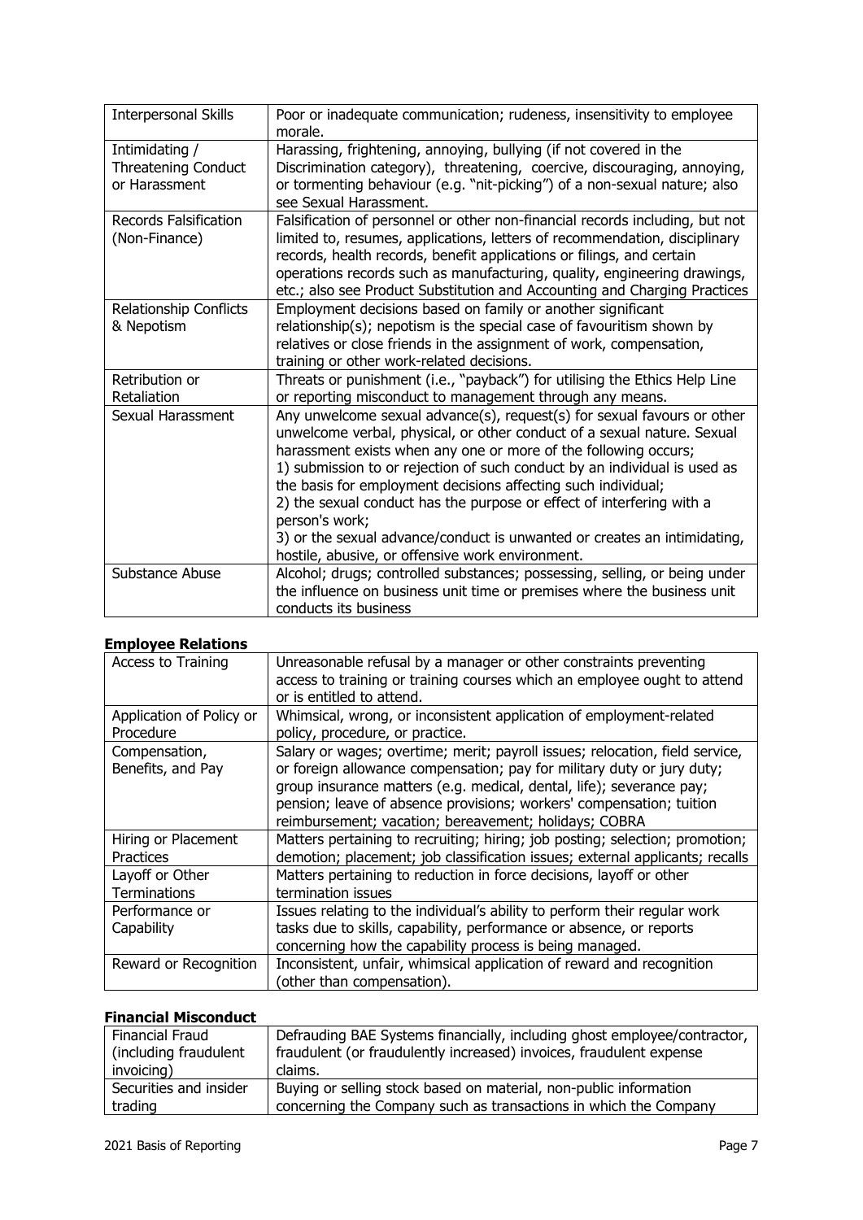| | |
|---|---|
| Interpersonal Skills | Poor or inadequate communication; rudeness, insensitivity to employee morale. |
| Intimidating / Threatening Conduct or Harassment | Harassing, frightening, annoying, bullying (if not covered in the Discrimination category), threatening, coercive, discouraging, annoying, or tormenting behaviour (e.g. "nit-picking") of a non-sexual nature; also see Sexual Harassment. |
| Records Falsification (Non-Finance) | Falsification of personnel or other non-financial records including, but not limited to, resumes, applications, letters of recommendation, disciplinary records, health records, benefit applications or filings, and certain operations records such as manufacturing, quality, engineering drawings, etc.; also see Product Substitution and Accounting and Charging Practices |
| Relationship Conflicts & Nepotism | Employment decisions based on family or another significant relationship(s); nepotism is the special case of favouritism shown by relatives or close friends in the assignment of work, compensation, training or other work-related decisions. |
| Retribution or Retaliation | Threats or punishment (i.e., "payback") for utilising the Ethics Help Line or reporting misconduct to management through any means. |
| Sexual Harassment | Any unwelcome sexual advance(s), request(s) for sexual favours or other unwelcome verbal, physical, or other conduct of a sexual nature. Sexual harassment exists when any one or more of the following occurs;<br>1) submission to or rejection of such conduct by an individual is used as the basis for employment decisions affecting such individual;<br>2) the sexual conduct has the purpose or effect of interfering with a person's work;<br>3) or the sexual advance/conduct is unwanted or creates an intimidating, hostile, abusive, or offensive work environment. |
| Substance Abuse | Alcohol; drugs; controlled substances; possessing, selling, or being under the influence on business unit time or premises where the business unit conducts its business |

**Employee Relations**

| | |
|---|---|
| Access to Training | Unreasonable refusal by a manager or other constraints preventing access to training or training courses which an employee ought to attend or is entitled to attend. |
| Application of Policy or Procedure | Whimsical, wrong, or inconsistent application of employment-related policy, procedure, or practice. |
| Compensation, Benefits, and Pay | Salary or wages; overtime; merit; payroll issues; relocation, field service, or foreign allowance compensation; pay for military duty or jury duty; group insurance matters (e.g. medical, dental, life); severance pay; pension; leave of absence provisions; workers' compensation; tuition reimbursement; vacation; bereavement; holidays; COBRA |
| Hiring or Placement Practices | Matters pertaining to recruiting; hiring; job posting; selection; promotion; demotion; placement; job classification issues; external applicants; recalls |
| Layoff or Other Terminations | Matters pertaining to reduction in force decisions, layoff or other termination issues |
| Performance or Capability | Issues relating to the individual's ability to perform their regular work tasks due to skills, capability, performance or absence, or reports concerning how the capability process is being managed. |
| Reward or Recognition | Inconsistent, unfair, whimsical application of reward and recognition (other than compensation). |

**Financial Misconduct**

| | |
|---|---|
| Financial Fraud (including fraudulent invoicing) | Defrauding BAE Systems financially, including ghost employee/contractor, fraudulent (or fraudulently increased) invoices, fraudulent expense claims. |
| Securities and insider trading | Buying or selling stock based on material, non-public information concerning the Company such as transactions in which the Company |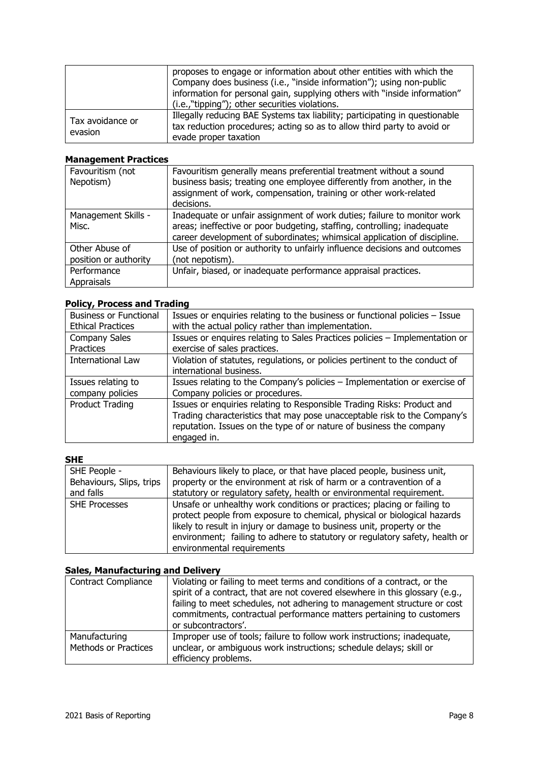| | |
|---|---|
| | proposes to engage or information about other entities with which the Company does business (i.e., "inside information"); using non-public information for personal gain, supplying others with "inside information" (i.e.,"tipping"); other securities violations. |
| Tax avoidance or evasion | Illegally reducing BAE Systems tax liability; participating in questionable tax reduction procedures; acting so as to allow third party to avoid or evade proper taxation |

### Management Practices

| | |
|---|---|
| Favouritism (not Nepotism) | Favouritism generally means preferential treatment without a sound business basis; treating one employee differently from another, in the assignment of work, compensation, training or other work-related decisions. |
| Management Skills - Misc. | Inadequate or unfair assignment of work duties; failure to monitor work areas; ineffective or poor budgeting, staffing, controlling; inadequate career development of subordinates; whimsical application of discipline. |
| Other Abuse of position or authority | Use of position or authority to unfairly influence decisions and outcomes (not nepotism). |
| Performance Appraisals | Unfair, biased, or inadequate performance appraisal practices. |

### Policy, Process and Trading

| | |
|---|---|
| Business or Functional Ethical Practices | Issues or enquiries relating to the business or functional policies – Issue with the actual policy rather than implementation. |
| Company Sales Practices | Issues or enquires relating to Sales Practices policies – Implementation or exercise of sales practices. |
| International Law | Violation of statutes, regulations, or policies pertinent to the conduct of international business. |
| Issues relating to company policies | Issues relating to the Company's policies – Implementation or exercise of Company policies or procedures. |
| Product Trading | Issues or enquiries relating to Responsible Trading Risks: Product and Trading characteristics that may pose unacceptable risk to the Company's reputation. Issues on the type of or nature of business the company engaged in. |

### SHE

| | |
|---|---|
| SHE People - Behaviours, Slips, trips and falls | Behaviours likely to place, or that have placed people, business unit, property or the environment at risk of harm or a contravention of a statutory or regulatory safety, health or environmental requirement. |
| SHE Processes | Unsafe or unhealthy work conditions or practices; placing or failing to protect people from exposure to chemical, physical or biological hazards likely to result in injury or damage to business unit, property or the environment; failing to adhere to statutory or regulatory safety, health or environmental requirements |

### Sales, Manufacturing and Delivery

| | |
|---|---|
| Contract Compliance | Violating or failing to meet terms and conditions of a contract, or the spirit of a contract, that are not covered elsewhere in this glossary (e.g., failing to meet schedules, not adhering to management structure or cost commitments, contractual performance matters pertaining to customers or subcontractors'. |
| Manufacturing Methods or Practices | Improper use of tools; failure to follow work instructions; inadequate, unclear, or ambiguous work instructions; schedule delays; skill or efficiency problems. |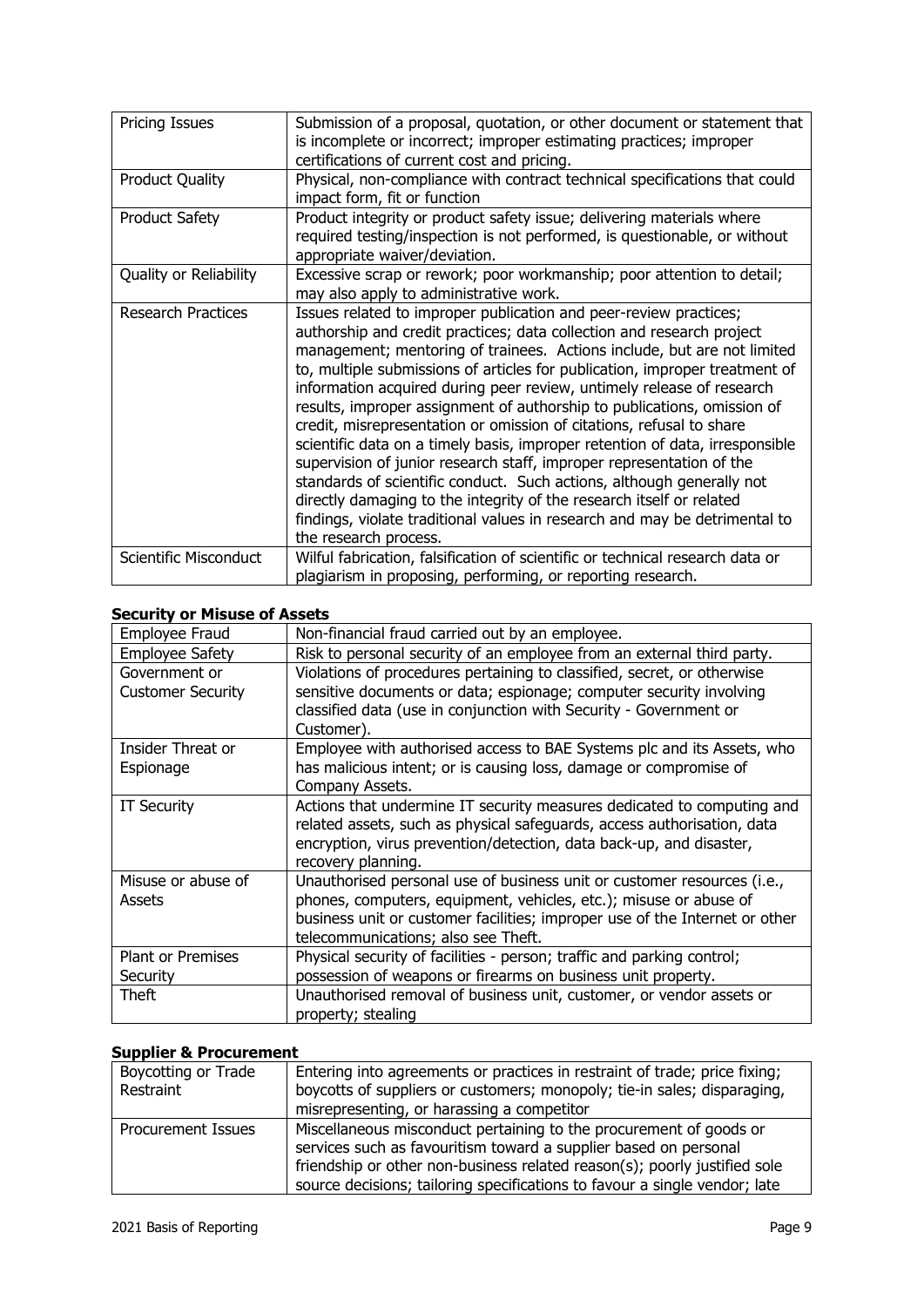| | |
|---|---|
| Pricing Issues | Submission of a proposal, quotation, or other document or statement that is incomplete or incorrect; improper estimating practices; improper certifications of current cost and pricing. |
| Product Quality | Physical, non-compliance with contract technical specifications that could impact form, fit or function |
| Product Safety | Product integrity or product safety issue; delivering materials where required testing/inspection is not performed, is questionable, or without appropriate waiver/deviation. |
| Quality or Reliability | Excessive scrap or rework; poor workmanship; poor attention to detail; may also apply to administrative work. |
| Research Practices | Issues related to improper publication and peer-review practices; authorship and credit practices; data collection and research project management; mentoring of trainees. Actions include, but are not limited to, multiple submissions of articles for publication, improper treatment of information acquired during peer review, untimely release of research results, improper assignment of authorship to publications, omission of credit, misrepresentation or omission of citations, refusal to share scientific data on a timely basis, improper retention of data, irresponsible supervision of junior research staff, improper representation of the standards of scientific conduct. Such actions, although generally not directly damaging to the integrity of the research itself or related findings, violate traditional values in research and may be detrimental to the research process. |
| Scientific Misconduct | Wilful fabrication, falsification of scientific or technical research data or plagiarism in proposing, performing, or reporting research. |

**Security or Misuse of Assets**

| | |
|---|---|
| Employee Fraud | Non-financial fraud carried out by an employee. |
| Employee Safety | Risk to personal security of an employee from an external third party. |
| Government or Customer Security | Violations of procedures pertaining to classified, secret, or otherwise sensitive documents or data; espionage; computer security involving classified data (use in conjunction with Security - Government or Customer). |
| Insider Threat or Espionage | Employee with authorised access to BAE Systems plc and its Assets, who has malicious intent; or is causing loss, damage or compromise of Company Assets. |
| IT Security | Actions that undermine IT security measures dedicated to computing and related assets, such as physical safeguards, access authorisation, data encryption, virus prevention/detection, data back-up, and disaster, recovery planning. |
| Misuse or abuse of Assets | Unauthorised personal use of business unit or customer resources (i.e., phones, computers, equipment, vehicles, etc.); misuse or abuse of business unit or customer facilities; improper use of the Internet or other telecommunications; also see Theft. |
| Plant or Premises Security | Physical security of facilities - person; traffic and parking control; possession of weapons or firearms on business unit property. |
| Theft | Unauthorised removal of business unit, customer, or vendor assets or property; stealing |

**Supplier & Procurement**

| | |
|---|---|
| Boycotting or Trade Restraint | Entering into agreements or practices in restraint of trade; price fixing; boycotts of suppliers or customers; monopoly; tie-in sales; disparaging, misrepresenting, or harassing a competitor |
| Procurement Issues | Miscellaneous misconduct pertaining to the procurement of goods or services such as favouritism toward a supplier based on personal friendship or other non-business related reason(s); poorly justified sole source decisions; tailoring specifications to favour a single vendor; late |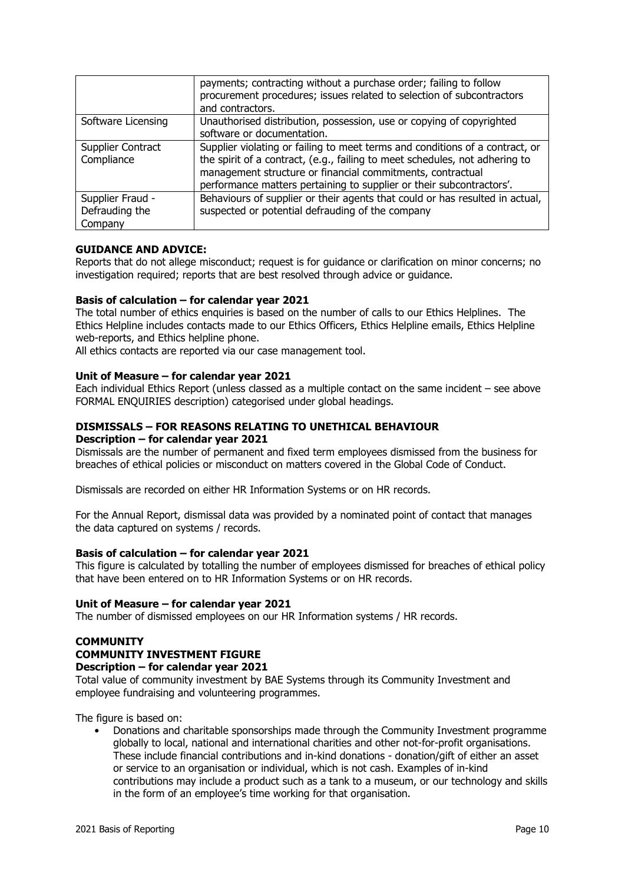| | |
|---|---|
| | payments; contracting without a purchase order; failing to follow procurement procedures; issues related to selection of subcontractors and contractors. |
| Software Licensing | Unauthorised distribution, possession, use or copying of copyrighted software or documentation. |
| Supplier Contract Compliance | Supplier violating or failing to meet terms and conditions of a contract, or the spirit of a contract, (e.g., failing to meet schedules, not adhering to management structure or financial commitments, contractual performance matters pertaining to supplier or their subcontractors'. |
| Supplier Fraud - Defrauding the Company | Behaviours of supplier or their agents that could or has resulted in actual, suspected or potential defrauding of the company |

**GUIDANCE AND ADVICE:**
Reports that do not allege misconduct; request is for guidance or clarification on minor concerns; no investigation required; reports that are best resolved through advice or guidance.

**Basis of calculation – for calendar year 2021**
The total number of ethics enquiries is based on the number of calls to our Ethics Helplines. The Ethics Helpline includes contacts made to our Ethics Officers, Ethics Helpline emails, Ethics Helpline web-reports, and Ethics helpline phone.
All ethics contacts are reported via our case management tool.

**Unit of Measure – for calendar year 2021**
Each individual Ethics Report (unless classed as a multiple contact on the same incident – see above FORMAL ENQUIRIES description) categorised under global headings.

### DISMISSALS – FOR REASONS RELATING TO UNETHICAL BEHAVIOUR

**Description – for calendar year 2021**
Dismissals are the number of permanent and fixed term employees dismissed from the business for breaches of ethical policies or misconduct on matters covered in the Global Code of Conduct.

Dismissals are recorded on either HR Information Systems or on HR records.

For the Annual Report, dismissal data was provided by a nominated point of contact that manages the data captured on systems / records.

**Basis of calculation – for calendar year 2021**
This figure is calculated by totalling the number of employees dismissed for breaches of ethical policy that have been entered on to HR Information Systems or on HR records.

**Unit of Measure – for calendar year 2021**
The number of dismissed employees on our HR Information systems / HR records.

## COMMUNITY

### COMMUNITY INVESTMENT FIGURE

**Description – for calendar year 2021**
Total value of community investment by BAE Systems through its Community Investment and employee fundraising and volunteering programmes.

The figure is based on:

- Donations and charitable sponsorships made through the Community Investment programme globally to local, national and international charities and other not-for-profit organisations. These include financial contributions and in-kind donations - donation/gift of either an asset or service to an organisation or individual, which is not cash. Examples of in-kind contributions may include a product such as a tank to a museum, or our technology and skills in the form of an employee's time working for that organisation.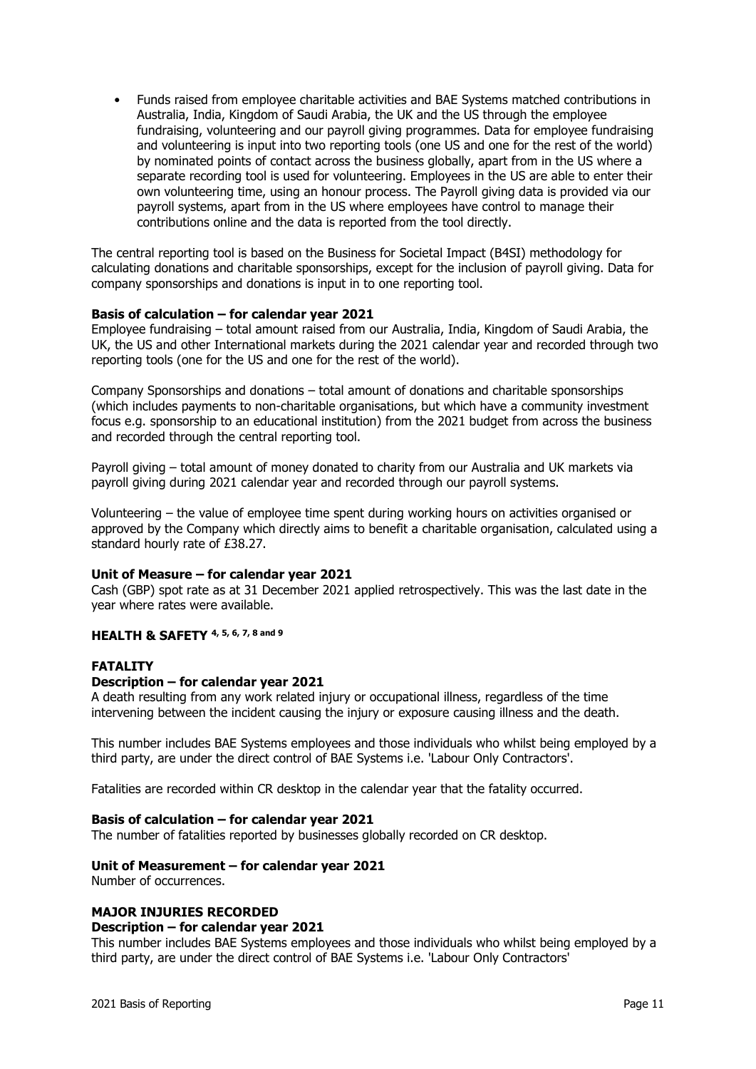- Funds raised from employee charitable activities and BAE Systems matched contributions in Australia, India, Kingdom of Saudi Arabia, the UK and the US through the employee fundraising, volunteering and our payroll giving programmes. Data for employee fundraising and volunteering is input into two reporting tools (one US and one for the rest of the world) by nominated points of contact across the business globally, apart from in the US where a separate recording tool is used for volunteering. Employees in the US are able to enter their own volunteering time, using an honour process. The Payroll giving data is provided via our payroll systems, apart from in the US where employees have control to manage their contributions online and the data is reported from the tool directly.

The central reporting tool is based on the Business for Societal Impact (B4SI) methodology for calculating donations and charitable sponsorships, except for the inclusion of payroll giving. Data for company sponsorships and donations is input in to one reporting tool.

**Basis of calculation – for calendar year 2021**

Employee fundraising – total amount raised from our Australia, India, Kingdom of Saudi Arabia, the UK, the US and other International markets during the 2021 calendar year and recorded through two reporting tools (one for the US and one for the rest of the world).

Company Sponsorships and donations – total amount of donations and charitable sponsorships (which includes payments to non-charitable organisations, but which have a community investment focus e.g. sponsorship to an educational institution) from the 2021 budget from across the business and recorded through the central reporting tool.

Payroll giving – total amount of money donated to charity from our Australia and UK markets via payroll giving during 2021 calendar year and recorded through our payroll systems.

Volunteering – the value of employee time spent during working hours on activities organised or approved by the Company which directly aims to benefit a charitable organisation, calculated using a standard hourly rate of £38.27.

**Unit of Measure – for calendar year 2021**

Cash (GBP) spot rate as at 31 December 2021 applied retrospectively. This was the last date in the year where rates were available.

## HEALTH & SAFETY [4, 5, 6, 7, 8 and 9]

### FATALITY

**Description – for calendar year 2021**

A death resulting from any work related injury or occupational illness, regardless of the time intervening between the incident causing the injury or exposure causing illness and the death.

This number includes BAE Systems employees and those individuals who whilst being employed by a third party, are under the direct control of BAE Systems i.e. 'Labour Only Contractors'.

Fatalities are recorded within CR desktop in the calendar year that the fatality occurred.

**Basis of calculation – for calendar year 2021**

The number of fatalities reported by businesses globally recorded on CR desktop.

**Unit of Measurement – for calendar year 2021**

Number of occurrences.

### MAJOR INJURIES RECORDED

**Description – for calendar year 2021**

This number includes BAE Systems employees and those individuals who whilst being employed by a third party, are under the direct control of BAE Systems i.e. 'Labour Only Contractors'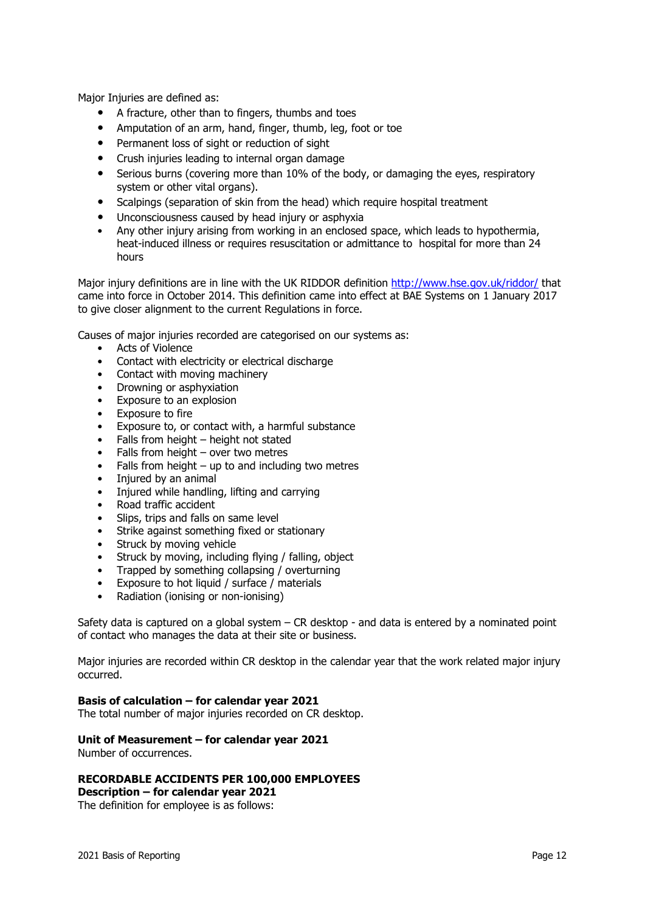Major Injuries are defined as:

- A fracture, other than to fingers, thumbs and toes
- Amputation of an arm, hand, finger, thumb, leg, foot or toe
- Permanent loss of sight or reduction of sight
- Crush injuries leading to internal organ damage
- Serious burns (covering more than 10% of the body, or damaging the eyes, respiratory system or other vital organs).
- Scalpings (separation of skin from the head) which require hospital treatment
- Unconsciousness caused by head injury or asphyxia
- Any other injury arising from working in an enclosed space, which leads to hypothermia, heat-induced illness or requires resuscitation or admittance to hospital for more than 24 hours

Major injury definitions are in line with the UK RIDDOR definition http://www.hse.gov.uk/riddor/ that came into force in October 2014. This definition came into effect at BAE Systems on 1 January 2017 to give closer alignment to the current Regulations in force.

Causes of major injuries recorded are categorised on our systems as:

- Acts of Violence
- Contact with electricity or electrical discharge
- Contact with moving machinery
- Drowning or asphyxiation
- Exposure to an explosion
- Exposure to fire
- Exposure to, or contact with, a harmful substance
- Falls from height – height not stated
- Falls from height – over two metres
- Falls from height – up to and including two metres
- Injured by an animal
- Injured while handling, lifting and carrying
- Road traffic accident
- Slips, trips and falls on same level
- Strike against something fixed or stationary
- Struck by moving vehicle
- Struck by moving, including flying / falling, object
- Trapped by something collapsing / overturning
- Exposure to hot liquid / surface / materials
- Radiation (ionising or non-ionising)

Safety data is captured on a global system – CR desktop - and data is entered by a nominated point of contact who manages the data at their site or business.

Major injuries are recorded within CR desktop in the calendar year that the work related major injury occurred.

**Basis of calculation – for calendar year 2021**

The total number of major injuries recorded on CR desktop.

**Unit of Measurement – for calendar year 2021**

Number of occurrences.

**RECORDABLE ACCIDENTS PER 100,000 EMPLOYEES**

**Description – for calendar year 2021**

The definition for employee is as follows: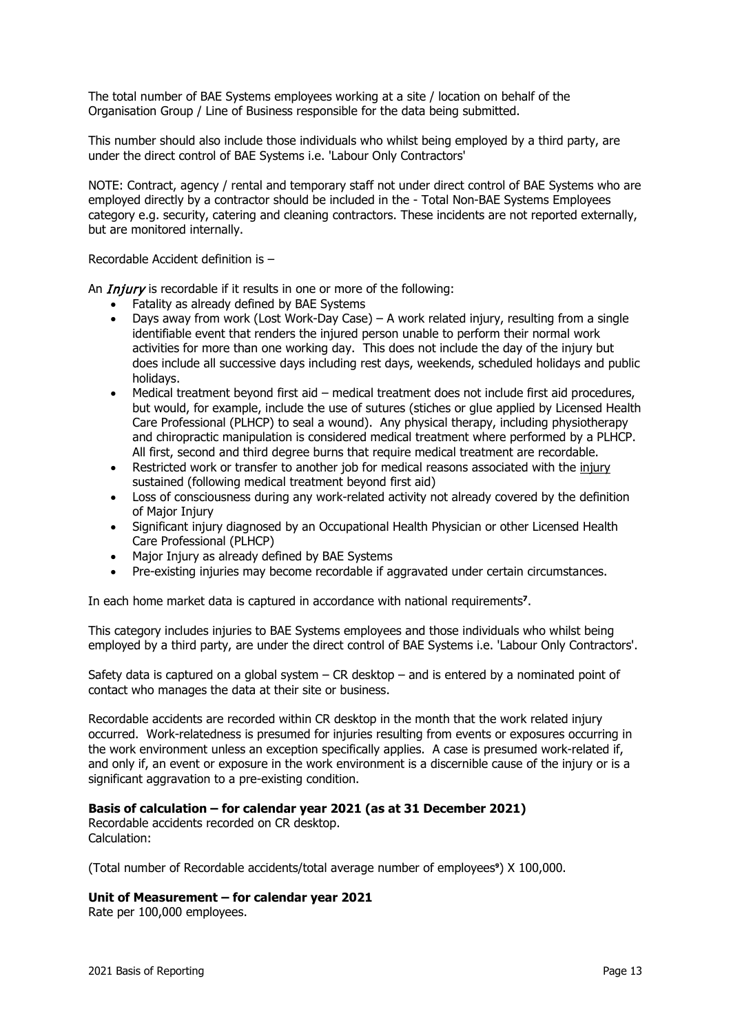The total number of BAE Systems employees working at a site / location on behalf of the Organisation Group / Line of Business responsible for the data being submitted.

This number should also include those individuals who whilst being employed by a third party, are under the direct control of BAE Systems i.e. 'Labour Only Contractors'

NOTE: Contract, agency / rental and temporary staff not under direct control of BAE Systems who are employed directly by a contractor should be included in the - Total Non-BAE Systems Employees category e.g. security, catering and cleaning contractors. These incidents are not reported externally, but are monitored internally.

Recordable Accident definition is –

An *Injury* is recordable if it results in one or more of the following:

- Fatality as already defined by BAE Systems
- Days away from work (Lost Work-Day Case) – A work related injury, resulting from a single identifiable event that renders the injured person unable to perform their normal work activities for more than one working day. This does not include the day of the injury but does include all successive days including rest days, weekends, scheduled holidays and public holidays.
- Medical treatment beyond first aid – medical treatment does not include first aid procedures, but would, for example, include the use of sutures (stiches or glue applied by Licensed Health Care Professional (PLHCP) to seal a wound). Any physical therapy, including physiotherapy and chiropractic manipulation is considered medical treatment where performed by a PLHCP. All first, second and third degree burns that require medical treatment are recordable.
- Restricted work or transfer to another job for medical reasons associated with the injury sustained (following medical treatment beyond first aid)
- Loss of consciousness during any work-related activity not already covered by the definition of Major Injury
- Significant injury diagnosed by an Occupational Health Physician or other Licensed Health Care Professional (PLHCP)
- Major Injury as already defined by BAE Systems
- Pre-existing injuries may become recordable if aggravated under certain circumstances.

In each home market data is captured in accordance with national requirements[7].

This category includes injuries to BAE Systems employees and those individuals who whilst being employed by a third party, are under the direct control of BAE Systems i.e. 'Labour Only Contractors'.

Safety data is captured on a global system – CR desktop – and is entered by a nominated point of contact who manages the data at their site or business.

Recordable accidents are recorded within CR desktop in the month that the work related injury occurred. Work-relatedness is presumed for injuries resulting from events or exposures occurring in the work environment unless an exception specifically applies. A case is presumed work-related if, and only if, an event or exposure in the work environment is a discernible cause of the injury or is a significant aggravation to a pre-existing condition.

**Basis of calculation – for calendar year 2021 (as at 31 December 2021)**

Recordable accidents recorded on CR desktop.
Calculation:

(Total number of Recordable accidents/total average number of employees[9]) X 100,000.

**Unit of Measurement – for calendar year 2021**

Rate per 100,000 employees.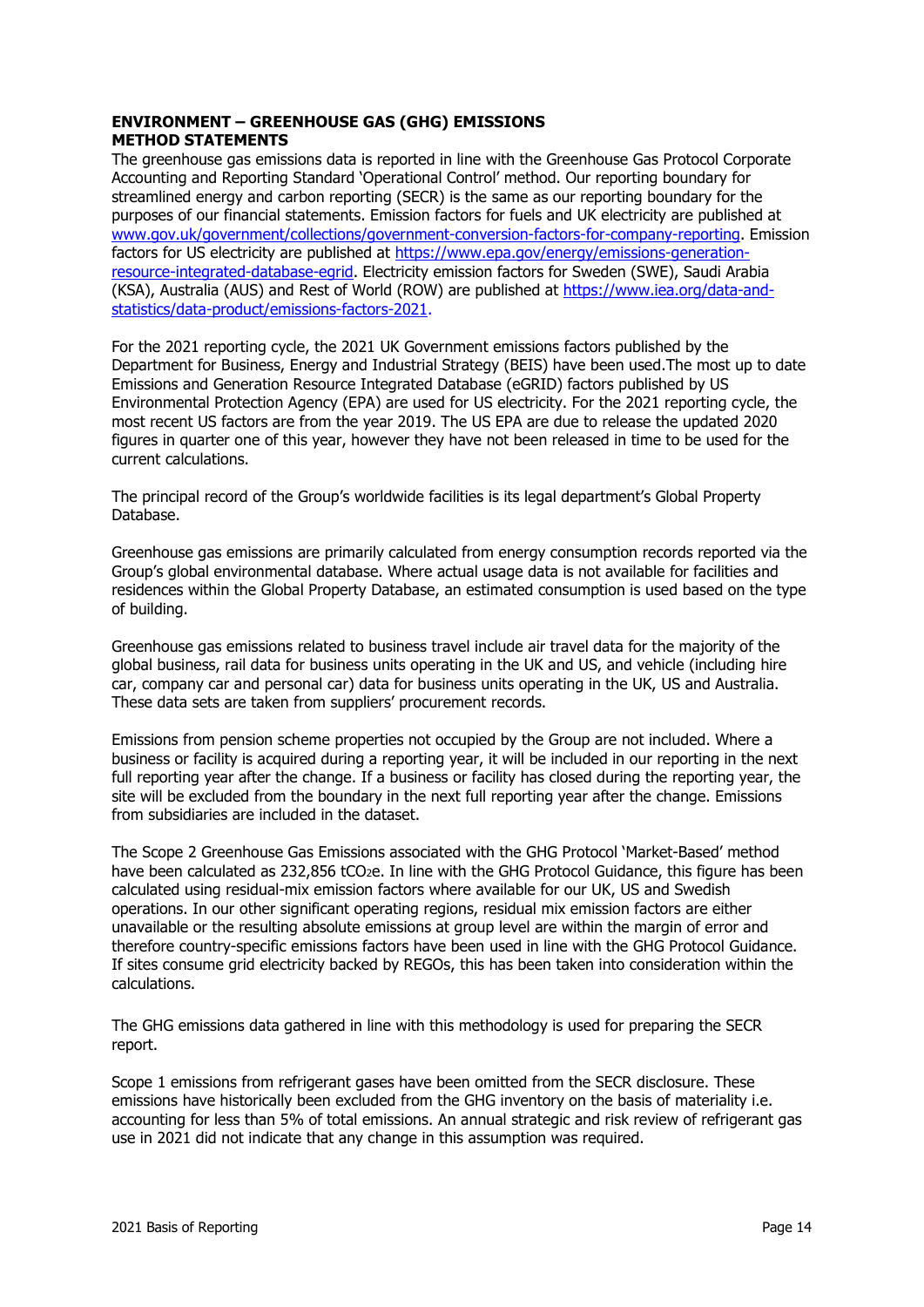**ENVIRONMENT – GREENHOUSE GAS (GHG) EMISSIONS**
**METHOD STATEMENTS**

The greenhouse gas emissions data is reported in line with the Greenhouse Gas Protocol Corporate Accounting and Reporting Standard 'Operational Control' method. Our reporting boundary for streamlined energy and carbon reporting (SECR) is the same as our reporting boundary for the purposes of our financial statements. Emission factors for fuels and UK electricity are published at [www.gov.uk/government/collections/government-conversion-factors-for-company-reporting](www.gov.uk/government/collections/government-conversion-factors-for-company-reporting). Emission factors for US electricity are published at [https://www.epa.gov/energy/emissions-generation-resource-integrated-database-egrid](https://www.epa.gov/energy/emissions-generation-resource-integrated-database-egrid). Electricity emission factors for Sweden (SWE), Saudi Arabia (KSA), Australia (AUS) and Rest of World (ROW) are published at [https://www.iea.org/data-and-statistics/data-product/emissions-factors-2021](https://www.iea.org/data-and-statistics/data-product/emissions-factors-2021).

For the 2021 reporting cycle, the 2021 UK Government emissions factors published by the Department for Business, Energy and Industrial Strategy (BEIS) have been used.The most up to date Emissions and Generation Resource Integrated Database (eGRID) factors published by US Environmental Protection Agency (EPA) are used for US electricity. For the 2021 reporting cycle, the most recent US factors are from the year 2019. The US EPA are due to release the updated 2020 figures in quarter one of this year, however they have not been released in time to be used for the current calculations.

The principal record of the Group's worldwide facilities is its legal department's Global Property Database.

Greenhouse gas emissions are primarily calculated from energy consumption records reported via the Group's global environmental database. Where actual usage data is not available for facilities and residences within the Global Property Database, an estimated consumption is used based on the type of building.

Greenhouse gas emissions related to business travel include air travel data for the majority of the global business, rail data for business units operating in the UK and US, and vehicle (including hire car, company car and personal car) data for business units operating in the UK, US and Australia. These data sets are taken from suppliers' procurement records.

Emissions from pension scheme properties not occupied by the Group are not included. Where a business or facility is acquired during a reporting year, it will be included in our reporting in the next full reporting year after the change. If a business or facility has closed during the reporting year, the site will be excluded from the boundary in the next full reporting year after the change. Emissions from subsidiaries are included in the dataset.

The Scope 2 Greenhouse Gas Emissions associated with the GHG Protocol 'Market-Based' method have been calculated as 232,856 $tCO_2e$. In line with the GHG Protocol Guidance, this figure has been calculated using residual-mix emission factors where available for our UK, US and Swedish operations. In our other significant operating regions, residual mix emission factors are either unavailable or the resulting absolute emissions at group level are within the margin of error and therefore country-specific emissions factors have been used in line with the GHG Protocol Guidance. If sites consume grid electricity backed by REGOs, this has been taken into consideration within the calculations.

The GHG emissions data gathered in line with this methodology is used for preparing the SECR report.

Scope 1 emissions from refrigerant gases have been omitted from the SECR disclosure. These emissions have historically been excluded from the GHG inventory on the basis of materiality i.e. accounting for less than 5% of total emissions. An annual strategic and risk review of refrigerant gas use in 2021 did not indicate that any change in this assumption was required.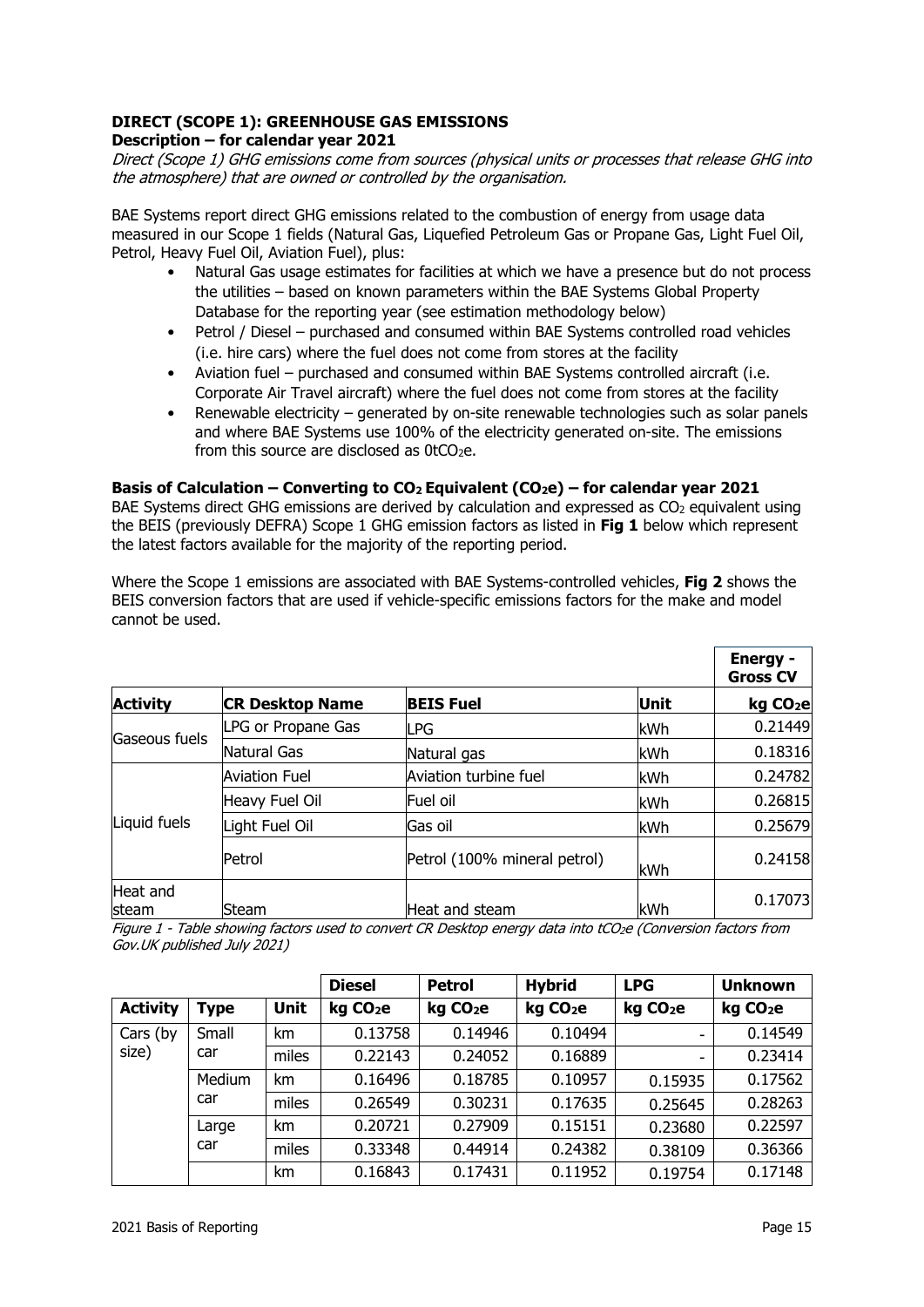### DIRECT (SCOPE 1): GREENHOUSE GAS EMISSIONS

**Description – for calendar year 2021**

*Direct (Scope 1) GHG emissions come from sources (physical units or processes that release GHG into the atmosphere) that are owned or controlled by the organisation.*

BAE Systems report direct GHG emissions related to the combustion of energy from usage data measured in our Scope 1 fields (Natural Gas, Liquefied Petroleum Gas or Propane Gas, Light Fuel Oil, Petrol, Heavy Fuel Oil, Aviation Fuel), plus:

- Natural Gas usage estimates for facilities at which we have a presence but do not process the utilities – based on known parameters within the BAE Systems Global Property Database for the reporting year (see estimation methodology below)
- Petrol / Diesel – purchased and consumed within BAE Systems controlled road vehicles (i.e. hire cars) where the fuel does not come from stores at the facility
- Aviation fuel – purchased and consumed within BAE Systems controlled aircraft (i.e. Corporate Air Travel aircraft) where the fuel does not come from stores at the facility
- Renewable electricity – generated by on-site renewable technologies such as solar panels and where BAE Systems use 100% of the electricity generated on-site. The emissions from this source are disclosed as 0t$CO_2$e.

**Basis of Calculation – Converting to $CO_2$ Equivalent ($CO_2$e) – for calendar year 2021**

BAE Systems direct GHG emissions are derived by calculation and expressed as $CO_2$ equivalent using the BEIS (previously DEFRA) Scope 1 GHG emission factors as listed in **Fig 1** below which represent the latest factors available for the majority of the reporting period.

Where the Scope 1 emissions are associated with BAE Systems-controlled vehicles, **Fig 2** shows the BEIS conversion factors that are used if vehicle-specific emissions factors for the make and model cannot be used.

| | | | | **Energy - Gross CV** |
|---|---|---|---|---|
| **Activity** | **CR Desktop Name** | **BEIS Fuel** | **Unit** | **kg $CO_2$e** |
| Gaseous fuels | LPG or Propane Gas | LPG | kWh | 0.21449 |
| | Natural Gas | Natural gas | kWh | 0.18316 |
| Liquid fuels | Aviation Fuel | Aviation turbine fuel | kWh | 0.24782 |
| | Heavy Fuel Oil | Fuel oil | kWh | 0.26815 |
| | Light Fuel Oil | Gas oil | kWh | 0.25679 |
| | Petrol | Petrol (100% mineral petrol) | kWh | 0.24158 |
| Heat and steam | Steam | Heat and steam | kWh | 0.17073 |

*Figure 1 - Table showing factors used to convert CR Desktop energy data into t$CO_2$e (Conversion factors from Gov.UK published July 2021)*

| | | | **Diesel** | **Petrol** | **Hybrid** | **LPG** | **Unknown** |
|---|---|---|---|---|---|---|---|
| **Activity** | **Type** | **Unit** | **kg $CO_2$e** | **kg $CO_2$e** | **kg $CO_2$e** | **kg $CO_2$e** | **kg $CO_2$e** |
| Cars (by size) | Small car | km | 0.13758 | 0.14946 | 0.10494 | - | 0.14549 |
| | | miles | 0.22143 | 0.24052 | 0.16889 | - | 0.23414 |
| | Medium car | km | 0.16496 | 0.18785 | 0.10957 | 0.15935 | 0.17562 |
| | | miles | 0.26549 | 0.30231 | 0.17635 | 0.25645 | 0.28263 |
| | Large car | km | 0.20721 | 0.27909 | 0.15151 | 0.23680 | 0.22597 |
| | | miles | 0.33348 | 0.44914 | 0.24382 | 0.38109 | 0.36366 |
| | | km | 0.16843 | 0.17431 | 0.11952 | 0.19754 | 0.17148 |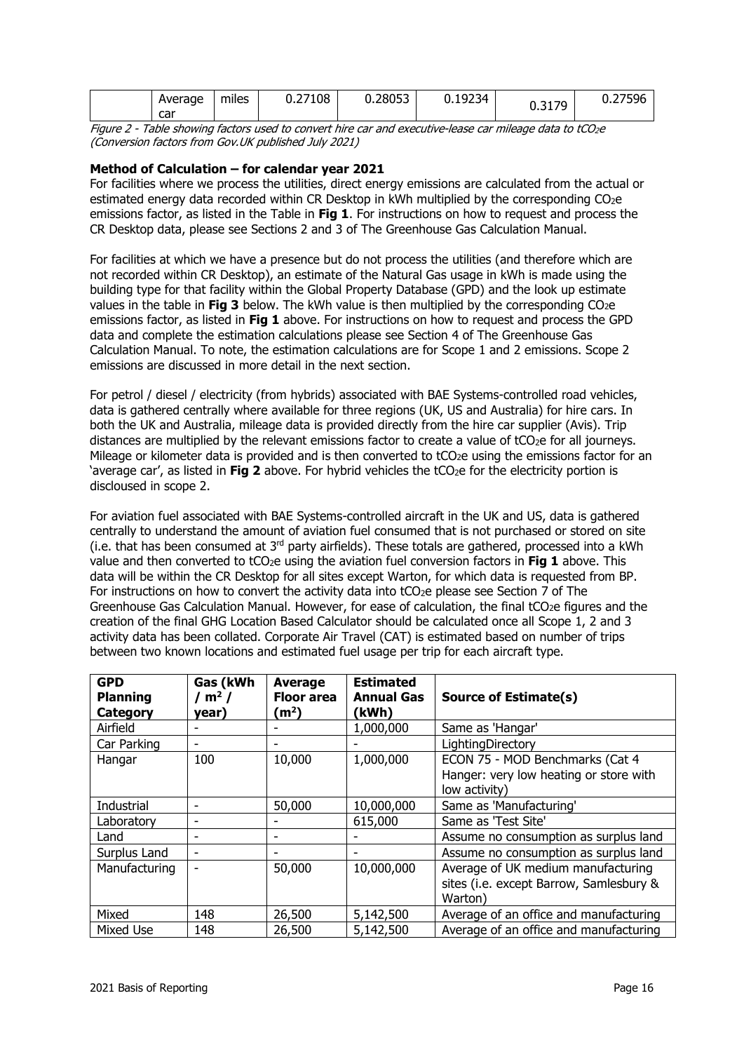| | Average car | miles | 0.27108 | 0.28053 | 0.19234 | 0.3179 | 0.27596 |
|---|---|---|---|---|---|---|---|

*Figure 2 - Table showing factors used to convert hire car and executive-lease car mileage data to $tCO_2e$ (Conversion factors from Gov.UK published July 2021)*

**Method of Calculation – for calendar year 2021**

For facilities where we process the utilities, direct energy emissions are calculated from the actual or estimated energy data recorded within CR Desktop in kWh multiplied by the corresponding $CO_2e$ emissions factor, as listed in the Table in **Fig 1**. For instructions on how to request and process the CR Desktop data, please see Sections 2 and 3 of The Greenhouse Gas Calculation Manual.

For facilities at which we have a presence but do not process the utilities (and therefore which are not recorded within CR Desktop), an estimate of the Natural Gas usage in kWh is made using the building type for that facility within the Global Property Database (GPD) and the look up estimate values in the table in **Fig 3** below. The kWh value is then multiplied by the corresponding $CO_2e$ emissions factor, as listed in **Fig 1** above. For instructions on how to request and process the GPD data and complete the estimation calculations please see Section 4 of The Greenhouse Gas Calculation Manual. To note, the estimation calculations are for Scope 1 and 2 emissions. Scope 2 emissions are discussed in more detail in the next section.

For petrol / diesel / electricity (from hybrids) associated with BAE Systems-controlled road vehicles, data is gathered centrally where available for three regions (UK, US and Australia) for hire cars. In both the UK and Australia, mileage data is provided directly from the hire car supplier (Avis). Trip distances are multiplied by the relevant emissions factor to create a value of $tCO_2e$ for all journeys. Mileage or kilometer data is provided and is then converted to $tCO_2e$ using the emissions factor for an 'average car', as listed in **Fig 2** above. For hybrid vehicles the $tCO_2e$ for the electricity portion is disclosed in scope 2.

For aviation fuel associated with BAE Systems-controlled aircraft in the UK and US, data is gathered centrally to understand the amount of aviation fuel consumed that is not purchased or stored on site (i.e. that has been consumed at 3rd party airfields). These totals are gathered, processed into a kWh value and then converted to $tCO_2e$ using the aviation fuel conversion factors in **Fig 1** above. This data will be within the CR Desktop for all sites except Warton, for which data is requested from BP. For instructions on how to convert the activity data into $tCO_2e$ please see Section 7 of The Greenhouse Gas Calculation Manual. However, for ease of calculation, the final $tCO_2e$ figures and the creation of the final GHG Location Based Calculator should be calculated once all Scope 1, 2 and 3 activity data has been collated. Corporate Air Travel (CAT) is estimated based on number of trips between two known locations and estimated fuel usage per trip for each aircraft type.

| GPD Planning Category | Gas (kWh / $m^2$ / year) | Average Floor area ($m^2$) | Estimated Annual Gas (kWh) | Source of Estimate(s) |
|---|---|---|---|---|
| Airfield | - | - | 1,000,000 | Same as 'Hangar' |
| Car Parking | - | - | - | LightingDirectory |
| Hangar | 100 | 10,000 | 1,000,000 | ECON 75 - MOD Benchmarks (Cat 4 Hanger: very low heating or store with low activity) |
| Industrial | - | 50,000 | 10,000,000 | Same as 'Manufacturing' |
| Laboratory | - | - | 615,000 | Same as 'Test Site' |
| Land | - | - | - | Assume no consumption as surplus land |
| Surplus Land | - | - | - | Assume no consumption as surplus land |
| Manufacturing | - | 50,000 | 10,000,000 | Average of UK medium manufacturing sites (i.e. except Barrow, Samlesbury & Warton) |
| Mixed | 148 | 26,500 | 5,142,500 | Average of an office and manufacturing |
| Mixed Use | 148 | 26,500 | 5,142,500 | Average of an office and manufacturing |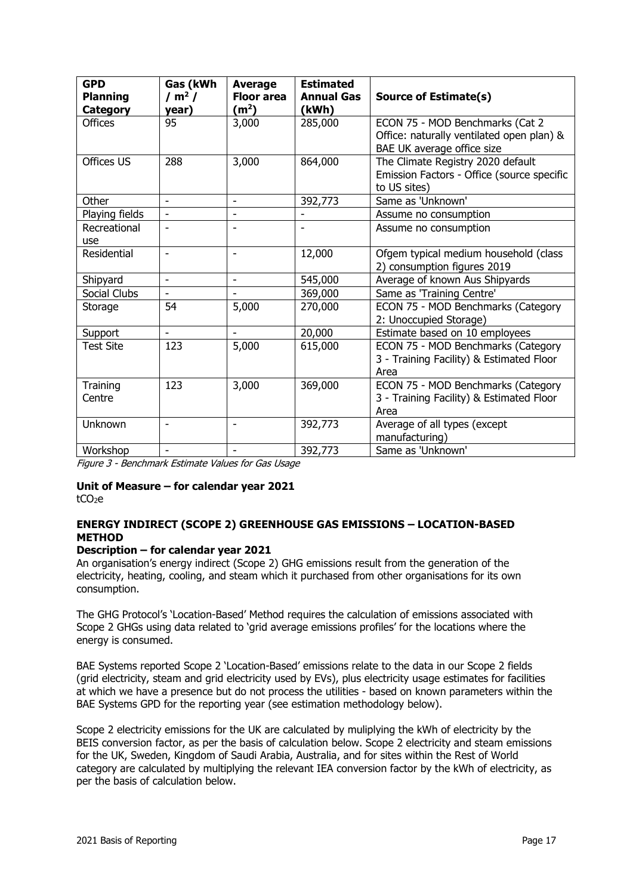| GPD Planning Category | Gas (kWh / $m^2$ / year) | Average Floor area ($m^2$) | Estimated Annual Gas (kWh) | Source of Estimate(s) |
|---|---|---|---|---|
| Offices | 95 | 3,000 | 285,000 | ECON 75 - MOD Benchmarks (Cat 2 Office: naturally ventilated open plan) & BAE UK average office size |
| Offices US | 288 | 3,000 | 864,000 | The Climate Registry 2020 default Emission Factors - Office (source specific to US sites) |
| Other | - | - | 392,773 | Same as 'Unknown' |
| Playing fields | - | - | - | Assume no consumption |
| Recreational use | - | - | - | Assume no consumption |
| Residential | - | - | 12,000 | Ofgem typical medium household (class 2) consumption figures 2019 |
| Shipyard | - | - | 545,000 | Average of known Aus Shipyards |
| Social Clubs | - | - | 369,000 | Same as 'Training Centre' |
| Storage | 54 | 5,000 | 270,000 | ECON 75 - MOD Benchmarks (Category 2: Unoccupied Storage) |
| Support | - | - | 20,000 | Estimate based on 10 employees |
| Test Site | 123 | 5,000 | 615,000 | ECON 75 - MOD Benchmarks (Category 3 - Training Facility) & Estimated Floor Area |
| Training Centre | 123 | 3,000 | 369,000 | ECON 75 - MOD Benchmarks (Category 3 - Training Facility) & Estimated Floor Area |
| Unknown | - | - | 392,773 | Average of all types (except manufacturing) |
| Workshop | - | - | 392,773 | Same as 'Unknown' |

*Figure 3 - Benchmark Estimate Values for Gas Usage*

**Unit of Measure – for calendar year 2021**

$tCO_2e$

**ENERGY INDIRECT (SCOPE 2) GREENHOUSE GAS EMISSIONS – LOCATION-BASED METHOD**

**Description – for calendar year 2021**

An organisation's energy indirect (Scope 2) GHG emissions result from the generation of the electricity, heating, cooling, and steam which it purchased from other organisations for its own consumption.

The GHG Protocol's 'Location-Based' Method requires the calculation of emissions associated with Scope 2 GHGs using data related to 'grid average emissions profiles' for the locations where the energy is consumed.

BAE Systems reported Scope 2 'Location-Based' emissions relate to the data in our Scope 2 fields (grid electricity, steam and grid electricity used by EVs), plus electricity usage estimates for facilities at which we have a presence but do not process the utilities - based on known parameters within the BAE Systems GPD for the reporting year (see estimation methodology below).

Scope 2 electricity emissions for the UK are calculated by muliplying the kWh of electricity by the BEIS conversion factor, as per the basis of calculation below. Scope 2 electricity and steam emissions for the UK, Sweden, Kingdom of Saudi Arabia, Australia, and for sites within the Rest of World category are calculated by multiplying the relevant IEA conversion factor by the kWh of electricity, as per the basis of calculation below.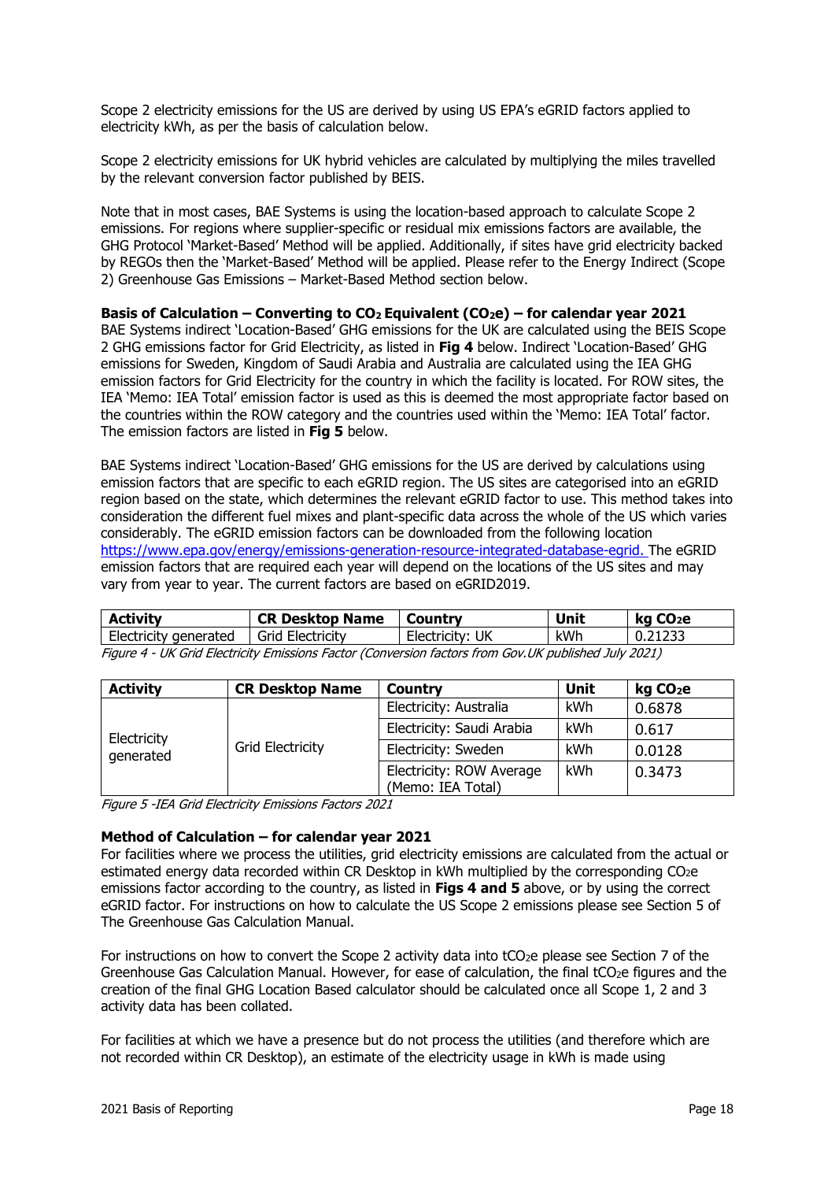Scope 2 electricity emissions for the US are derived by using US EPA's eGRID factors applied to electricity kWh, as per the basis of calculation below.

Scope 2 electricity emissions for UK hybrid vehicles are calculated by multiplying the miles travelled by the relevant conversion factor published by BEIS.

Note that in most cases, BAE Systems is using the location-based approach to calculate Scope 2 emissions. For regions where supplier-specific or residual mix emissions factors are available, the GHG Protocol 'Market-Based' Method will be applied. Additionally, if sites have grid electricity backed by REGOs then the 'Market-Based' Method will be applied. Please refer to the Energy Indirect (Scope 2) Greenhouse Gas Emissions – Market-Based Method section below.

**Basis of Calculation – Converting to $CO_2$ Equivalent ($CO_2e$) – for calendar year 2021**

BAE Systems indirect 'Location-Based' GHG emissions for the UK are calculated using the BEIS Scope 2 GHG emissions factor for Grid Electricity, as listed in **Fig 4** below. Indirect 'Location-Based' GHG emissions for Sweden, Kingdom of Saudi Arabia and Australia are calculated using the IEA GHG emission factors for Grid Electricity for the country in which the facility is located. For ROW sites, the IEA 'Memo: IEA Total' emission factor is used as this is deemed the most appropriate factor based on the countries within the ROW category and the countries used within the 'Memo: IEA Total' factor. The emission factors are listed in **Fig 5** below.

BAE Systems indirect 'Location-Based' GHG emissions for the US are derived by calculations using emission factors that are specific to each eGRID region. The US sites are categorised into an eGRID region based on the state, which determines the relevant eGRID factor to use. This method takes into consideration the different fuel mixes and plant-specific data across the whole of the US which varies considerably. The eGRID emission factors can be downloaded from the following location https://www.epa.gov/energy/emissions-generation-resource-integrated-database-egrid. The eGRID emission factors that are required each year will depend on the locations of the US sites and may vary from year to year. The current factors are based on eGRID2019.

| Activity | CR Desktop Name | Country | Unit | kg $CO_2e$ |
|---|---|---|---|---|
| Electricity generated | Grid Electricity | Electricity: UK | kWh | 0.21233 |

*Figure 4 - UK Grid Electricity Emissions Factor (Conversion factors from Gov.UK published July 2021)*

| Activity | CR Desktop Name | Country | Unit | kg $CO_2e$ |
|---|---|---|---|---|
| Electricity generated | Grid Electricity | Electricity: Australia | kWh | 0.6878 |
| | | Electricity: Saudi Arabia | kWh | 0.617 |
| | | Electricity: Sweden | kWh | 0.0128 |
| | | Electricity: ROW Average (Memo: IEA Total) | kWh | 0.3473 |

*Figure 5 -IEA Grid Electricity Emissions Factors 2021*

**Method of Calculation – for calendar year 2021**

For facilities where we process the utilities, grid electricity emissions are calculated from the actual or estimated energy data recorded within CR Desktop in kWh multiplied by the corresponding $CO_2e$ emissions factor according to the country, as listed in **Figs 4 and 5** above, or by using the correct eGRID factor. For instructions on how to calculate the US Scope 2 emissions please see Section 5 of The Greenhouse Gas Calculation Manual.

For instructions on how to convert the Scope 2 activity data into $tCO_2e$ please see Section 7 of the Greenhouse Gas Calculation Manual. However, for ease of calculation, the final $tCO_2e$ figures and the creation of the final GHG Location Based calculator should be calculated once all Scope 1, 2 and 3 activity data has been collated.

For facilities at which we have a presence but do not process the utilities (and therefore which are not recorded within CR Desktop), an estimate of the electricity usage in kWh is made using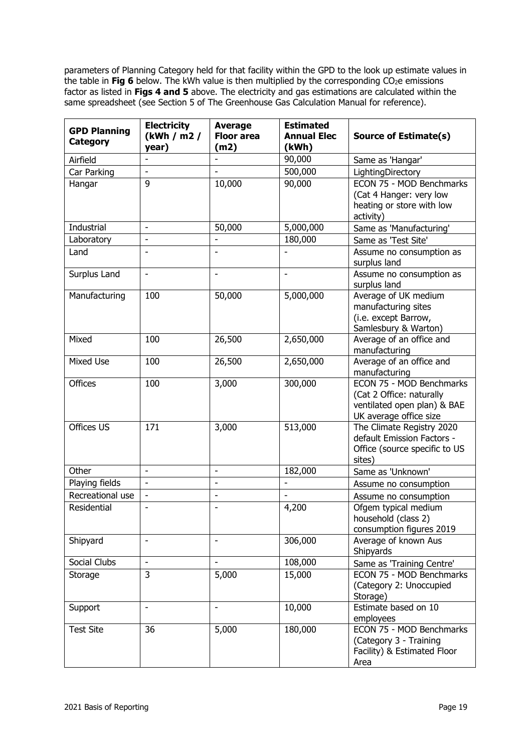parameters of Planning Category held for that facility within the GPD to the look up estimate values in the table in **Fig 6** below. The kWh value is then multiplied by the corresponding $CO_2e$ emissions factor as listed in **Figs 4 and 5** above. The electricity and gas estimations are calculated within the same spreadsheet (see Section 5 of The Greenhouse Gas Calculation Manual for reference).

| GPD Planning Category | Electricity (kWh / m2 / year) | Average Floor area (m2) | Estimated Annual Elec (kWh) | Source of Estimate(s) |
|---|---|---|---|---|
| Airfield | - | - | 90,000 | Same as 'Hangar' |
| Car Parking | - | - | 500,000 | LightingDirectory |
| Hangar | 9 | 10,000 | 90,000 | ECON 75 - MOD Benchmarks (Cat 4 Hanger: very low heating or store with low activity) |
| Industrial | - | 50,000 | 5,000,000 | Same as 'Manufacturing' |
| Laboratory | - | - | 180,000 | Same as 'Test Site' |
| Land | - | - | - | Assume no consumption as surplus land |
| Surplus Land | - | - | - | Assume no consumption as surplus land |
| Manufacturing | 100 | 50,000 | 5,000,000 | Average of UK medium manufacturing sites (i.e. except Barrow, Samlesbury & Warton) |
| Mixed | 100 | 26,500 | 2,650,000 | Average of an office and manufacturing |
| Mixed Use | 100 | 26,500 | 2,650,000 | Average of an office and manufacturing |
| Offices | 100 | 3,000 | 300,000 | ECON 75 - MOD Benchmarks (Cat 2 Office: naturally ventilated open plan) & BAE UK average office size |
| Offices US | 171 | 3,000 | 513,000 | The Climate Registry 2020 default Emission Factors - Office (source specific to US sites) |
| Other | - | - | 182,000 | Same as 'Unknown' |
| Playing fields | - | - | - | Assume no consumption |
| Recreational use | - | - | - | Assume no consumption |
| Residential | - | - | 4,200 | Ofgem typical medium household (class 2) consumption figures 2019 |
| Shipyard | - | - | 306,000 | Average of known Aus Shipyards |
| Social Clubs | - | - | 108,000 | Same as 'Training Centre' |
| Storage | 3 | 5,000 | 15,000 | ECON 75 - MOD Benchmarks (Category 2: Unoccupied Storage) |
| Support | - | - | 10,000 | Estimate based on 10 employees |
| Test Site | 36 | 5,000 | 180,000 | ECON 75 - MOD Benchmarks (Category 3 - Training Facility) & Estimated Floor Area |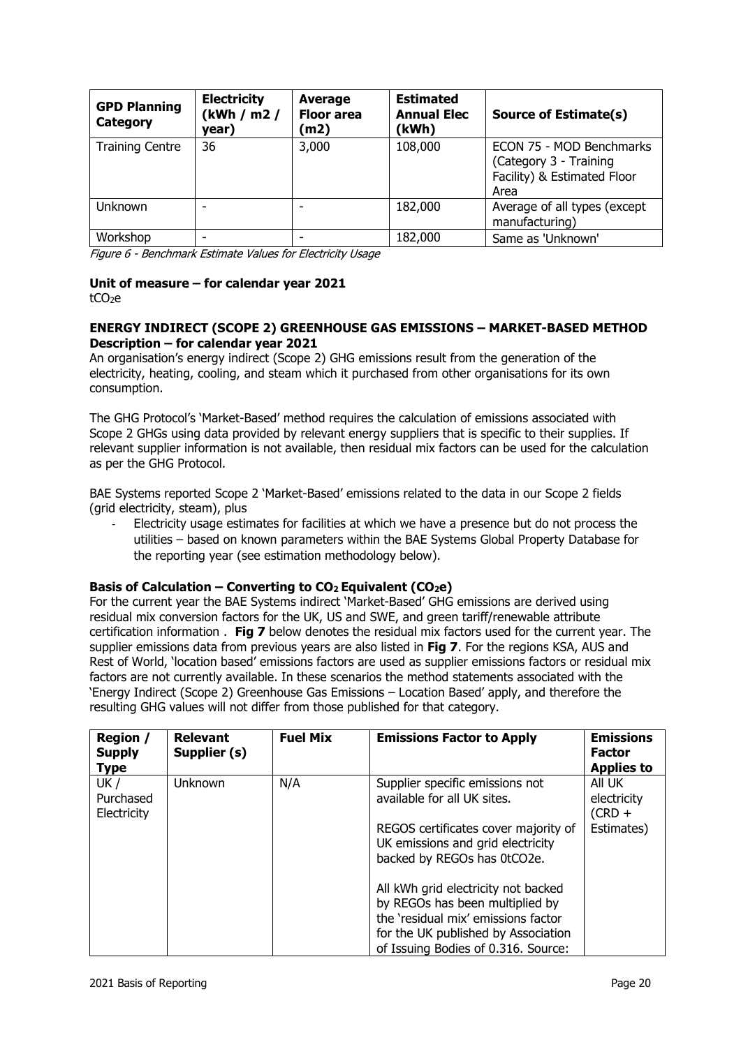| GPD Planning Category | Electricity (kWh / m2 / year) | Average Floor area (m2) | Estimated Annual Elec (kWh) | Source of Estimate(s) |
|---|---|---|---|---|
| Training Centre | 36 | 3,000 | 108,000 | ECON 75 - MOD Benchmarks (Category 3 - Training Facility) & Estimated Floor Area |
| Unknown | - | - | 182,000 | Average of all types (except manufacturing) |
| Workshop | - | - | 182,000 | Same as 'Unknown' |

*Figure 6 - Benchmark Estimate Values for Electricity Usage*

**Unit of measure – for calendar year 2021**

$tCO_2e$

**ENERGY INDIRECT (SCOPE 2) GREENHOUSE GAS EMISSIONS – MARKET-BASED METHOD**
**Description – for calendar year 2021**

An organisation's energy indirect (Scope 2) GHG emissions result from the generation of the electricity, heating, cooling, and steam which it purchased from other organisations for its own consumption.

The GHG Protocol's 'Market-Based' method requires the calculation of emissions associated with Scope 2 GHGs using data provided by relevant energy suppliers that is specific to their supplies. If relevant supplier information is not available, then residual mix factors can be used for the calculation as per the GHG Protocol.

BAE Systems reported Scope 2 'Market-Based' emissions related to the data in our Scope 2 fields (grid electricity, steam), plus

- Electricity usage estimates for facilities at which we have a presence but do not process the utilities – based on known parameters within the BAE Systems Global Property Database for the reporting year (see estimation methodology below).

**Basis of Calculation – Converting to $CO_2$ Equivalent ($CO_2e$)**

For the current year the BAE Systems indirect 'Market-Based' GHG emissions are derived using residual mix conversion factors for the UK, US and SWE, and green tariff/renewable attribute certification information . **Fig 7** below denotes the residual mix factors used for the current year. The supplier emissions data from previous years are also listed in **Fig 7**. For the regions KSA, AUS and Rest of World, 'location based' emissions factors are used as supplier emissions factors or residual mix factors are not currently available. In these scenarios the method statements associated with the 'Energy Indirect (Scope 2) Greenhouse Gas Emissions – Location Based' apply, and therefore the resulting GHG values will not differ from those published for that category.

| Region / Supply Type | Relevant Supplier (s) | Fuel Mix | Emissions Factor to Apply | Emissions Factor Applies to |
|---|---|---|---|---|
| UK / Purchased Electricity | Unknown | N/A | Supplier specific emissions not available for all UK sites.<br><br>REGOS certificates cover majority of UK emissions and grid electricity backed by REGOs has 0tCO2e.<br><br>All kWh grid electricity not backed by REGOs has been multiplied by the 'residual mix' emissions factor for the UK published by Association of Issuing Bodies of 0.316. Source: | All UK electricity (CRD + Estimates) |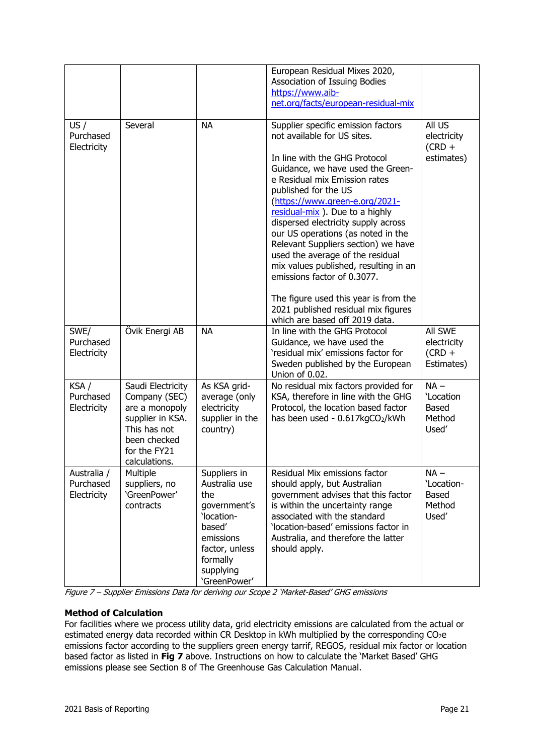| | | | | |
|---|---|---|---|---|
| | | | European Residual Mixes 2020, Association of Issuing Bodies https://www.aib-net.org/facts/european-residual-mix | |
| US / Purchased Electricity | Several | NA | Supplier specific emission factors not available for US sites.<br><br>In line with the GHG Protocol Guidance, we have used the Green-e Residual mix Emission rates published for the US (https://www.green-e.org/2021-residual-mix ). Due to a highly dispersed electricity supply across our US operations (as noted in the Relevant Suppliers section) we have used the average of the residual mix values published, resulting in an emissions factor of 0.3077.<br><br>The figure used this year is from the 2021 published residual mix figures which are based off 2019 data. | All US electricity (CRD + estimates) |
| SWE/ Purchased Electricity | Övik Energi AB | NA | In line with the GHG Protocol Guidance, we have used the 'residual mix' emissions factor for Sweden published by the European Union of 0.02. | All SWE electricity (CRD + Estimates) |
| KSA / Purchased Electricity | Saudi Electricity Company (SEC) are a monopoly supplier in KSA. This has not been checked for the FY21 calculations. | As KSA grid-average (only electricity supplier in the country) | No residual mix factors provided for KSA, therefore in line with the GHG Protocol, the location based factor has been used - 0.617kg$CO_2$/kWh | NA – 'Location Based Method Used' |
| Australia / Purchased Electricity | Multiple suppliers, no 'GreenPower' contracts | Suppliers in Australia use the government's 'location-based' emissions factor, unless formally supplying 'GreenPower' | Residual Mix emissions factor should apply, but Australian government advises that this factor is within the uncertainty range associated with the standard 'location-based' emissions factor in Australia, and therefore the latter should apply. | NA – 'Location-Based Method Used' |

*Figure 7 – Supplier Emissions Data for deriving our Scope 2 'Market-Based' GHG emissions*

**Method of Calculation**

For facilities where we process utility data, grid electricity emissions are calculated from the actual or estimated energy data recorded within CR Desktop in kWh multiplied by the corresponding $CO_2$e emissions factor according to the suppliers green energy tarrif, REGOS, residual mix factor or location based factor as listed in **Fig 7** above. Instructions on how to calculate the 'Market Based' GHG emissions please see Section 8 of The Greenhouse Gas Calculation Manual.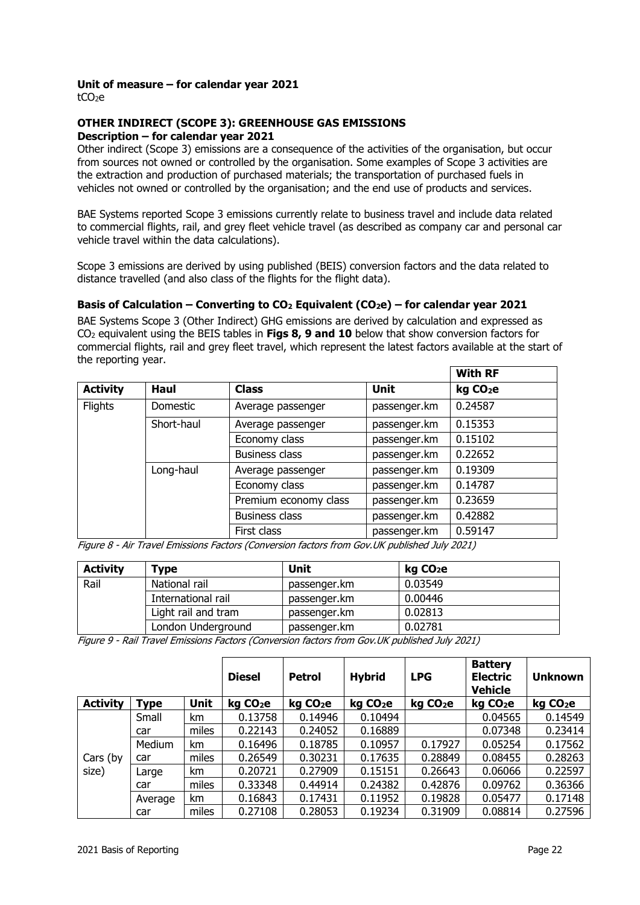**Unit of measure – for calendar year 2021**

$tCO_2e$

### OTHER INDIRECT (SCOPE 3): GREENHOUSE GAS EMISSIONS

**Description – for calendar year 2021**

Other indirect (Scope 3) emissions are a consequence of the activities of the organisation, but occur from sources not owned or controlled by the organisation. Some examples of Scope 3 activities are the extraction and production of purchased materials; the transportation of purchased fuels in vehicles not owned or controlled by the organisation; and the end use of products and services.

BAE Systems reported Scope 3 emissions currently relate to business travel and include data related to commercial flights, rail, and grey fleet vehicle travel (as described as company car and personal car vehicle travel within the data calculations).

Scope 3 emissions are derived by using published (BEIS) conversion factors and the data related to distance travelled (and also class of the flights for the flight data).

**Basis of Calculation – Converting to $CO_2$ Equivalent ($CO_2e$) – for calendar year 2021**

BAE Systems Scope 3 (Other Indirect) GHG emissions are derived by calculation and expressed as $CO_2$ equivalent using the BEIS tables in **Figs 8, 9 and 10** below that show conversion factors for commercial flights, rail and grey fleet travel, which represent the latest factors available at the start of the reporting year.

| | | | | With RF |
|---|---|---|---|---|
| **Activity** | **Haul** | **Class** | **Unit** | **kg $CO_2e$** |
| Flights | Domestic | Average passenger | passenger.km | 0.24587 |
| | Short-haul | Average passenger | passenger.km | 0.15353 |
| | | Economy class | passenger.km | 0.15102 |
| | | Business class | passenger.km | 0.22652 |
| | Long-haul | Average passenger | passenger.km | 0.19309 |
| | | Economy class | passenger.km | 0.14787 |
| | | Premium economy class | passenger.km | 0.23659 |
| | | Business class | passenger.km | 0.42882 |
| | | First class | passenger.km | 0.59147 |

*Figure 8 - Air Travel Emissions Factors (Conversion factors from Gov.UK published July 2021)*

| Activity | Type | Unit | kg $CO_2e$ |
|---|---|---|---|
| Rail | National rail | passenger.km | 0.03549 |
| | International rail | passenger.km | 0.00446 |
| | Light rail and tram | passenger.km | 0.02813 |
| | London Underground | passenger.km | 0.02781 |

*Figure 9 - Rail Travel Emissions Factors (Conversion factors from Gov.UK published July 2021)*

| | | | Diesel | Petrol | Hybrid | LPG | Battery Electric Vehicle | Unknown |
|---|---|---|---|---|---|---|---|---|
| **Activity** | **Type** | **Unit** | **kg $CO_2e$** | **kg $CO_2e$** | **kg $CO_2e$** | **kg $CO_2e$** | **kg $CO_2e$** | **kg $CO_2e$** |
| Cars (by size) | Small car | km | 0.13758 | 0.14946 | 0.10494 | | 0.04565 | 0.14549 |
| | | miles | 0.22143 | 0.24052 | 0.16889 | | 0.07348 | 0.23414 |
| | Medium car | km | 0.16496 | 0.18785 | 0.10957 | 0.17927 | 0.05254 | 0.17562 |
| | | miles | 0.26549 | 0.30231 | 0.17635 | 0.28849 | 0.08455 | 0.28263 |
| | Large car | km | 0.20721 | 0.27909 | 0.15151 | 0.26643 | 0.06066 | 0.22597 |
| | | miles | 0.33348 | 0.44914 | 0.24382 | 0.42876 | 0.09762 | 0.36366 |
| | Average car | km | 0.16843 | 0.17431 | 0.11952 | 0.19828 | 0.05477 | 0.17148 |
| | | miles | 0.27108 | 0.28053 | 0.19234 | 0.31909 | 0.08814 | 0.27596 |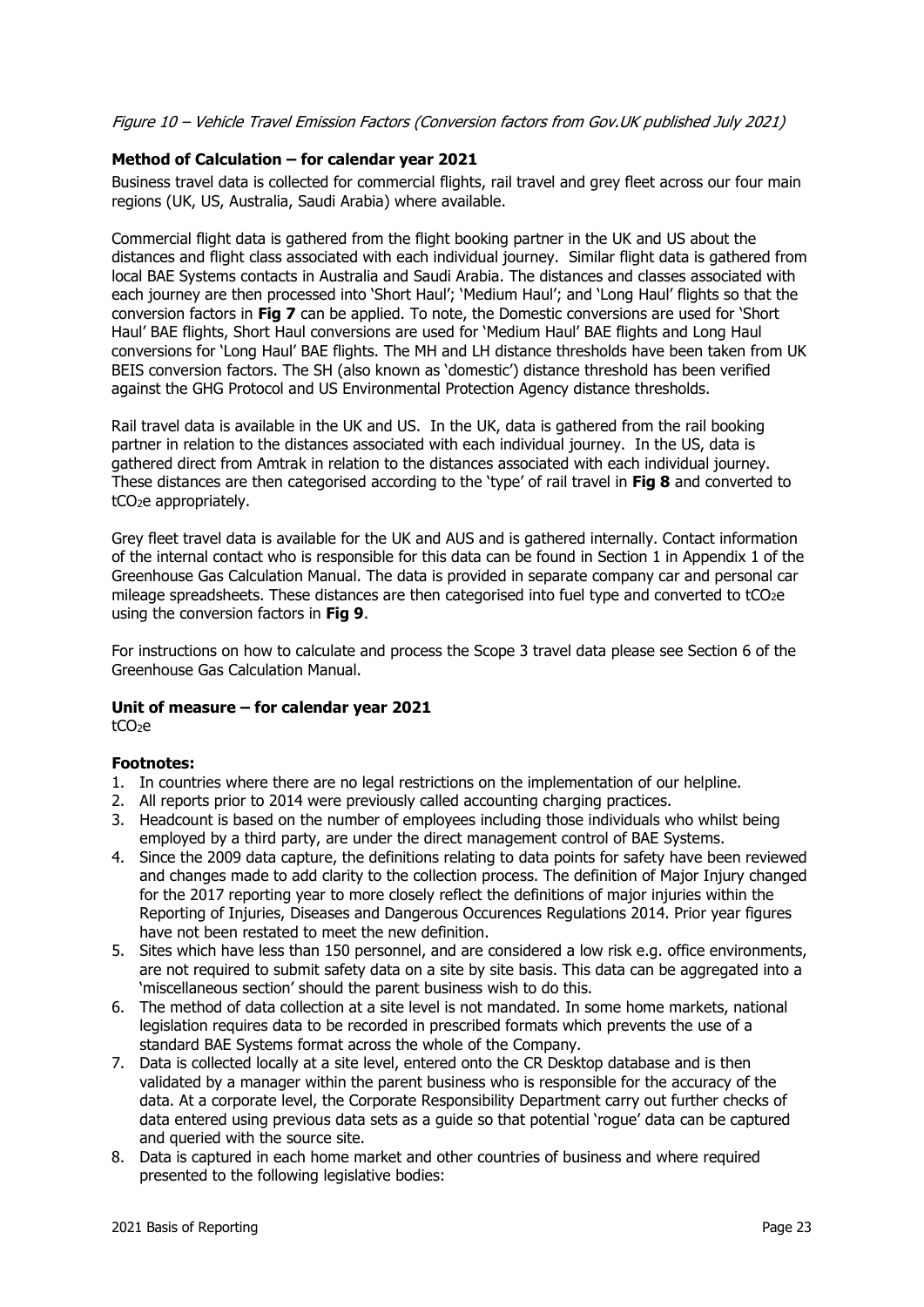*Figure 10 – Vehicle Travel Emission Factors (Conversion factors from Gov.UK published July 2021)*

**Method of Calculation – for calendar year 2021**

Business travel data is collected for commercial flights, rail travel and grey fleet across our four main regions (UK, US, Australia, Saudi Arabia) where available.

Commercial flight data is gathered from the flight booking partner in the UK and US about the distances and flight class associated with each individual journey. Similar flight data is gathered from local BAE Systems contacts in Australia and Saudi Arabia. The distances and classes associated with each journey are then processed into 'Short Haul'; 'Medium Haul'; and 'Long Haul' flights so that the conversion factors in **Fig 7** can be applied. To note, the Domestic conversions are used for 'Short Haul' BAE flights, Short Haul conversions are used for 'Medium Haul' BAE flights and Long Haul conversions for 'Long Haul' BAE flights. The MH and LH distance thresholds have been taken from UK BEIS conversion factors. The SH (also known as 'domestic') distance threshold has been verified against the GHG Protocol and US Environmental Protection Agency distance thresholds.

Rail travel data is available in the UK and US. In the UK, data is gathered from the rail booking partner in relation to the distances associated with each individual journey. In the US, data is gathered direct from Amtrak in relation to the distances associated with each individual journey. These distances are then categorised according to the 'type' of rail travel in **Fig 8** and converted to $tCO_2e$ appropriately.

Grey fleet travel data is available for the UK and AUS and is gathered internally. Contact information of the internal contact who is responsible for this data can be found in Section 1 in Appendix 1 of the Greenhouse Gas Calculation Manual. The data is provided in separate company car and personal car mileage spreadsheets. These distances are then categorised into fuel type and converted to $tCO_2e$ using the conversion factors in **Fig 9**.

For instructions on how to calculate and process the Scope 3 travel data please see Section 6 of the Greenhouse Gas Calculation Manual.

**Unit of measure – for calendar year 2021**

$tCO_2e$

**Footnotes:**

1. In countries where there are no legal restrictions on the implementation of our helpline.
2. All reports prior to 2014 were previously called accounting charging practices.
3. Headcount is based on the number of employees including those individuals who whilst being employed by a third party, are under the direct management control of BAE Systems.
4. Since the 2009 data capture, the definitions relating to data points for safety have been reviewed and changes made to add clarity to the collection process. The definition of Major Injury changed for the 2017 reporting year to more closely reflect the definitions of major injuries within the Reporting of Injuries, Diseases and Dangerous Occurences Regulations 2014. Prior year figures have not been restated to meet the new definition.
5. Sites which have less than 150 personnel, and are considered a low risk e.g. office environments, are not required to submit safety data on a site by site basis. This data can be aggregated into a 'miscellaneous section' should the parent business wish to do this.
6. The method of data collection at a site level is not mandated. In some home markets, national legislation requires data to be recorded in prescribed formats which prevents the use of a standard BAE Systems format across the whole of the Company.
7. Data is collected locally at a site level, entered onto the CR Desktop database and is then validated by a manager within the parent business who is responsible for the accuracy of the data. At a corporate level, the Corporate Responsibility Department carry out further checks of data entered using previous data sets as a guide so that potential 'rogue' data can be captured and queried with the source site.
8. Data is captured in each home market and other countries of business and where required presented to the following legislative bodies: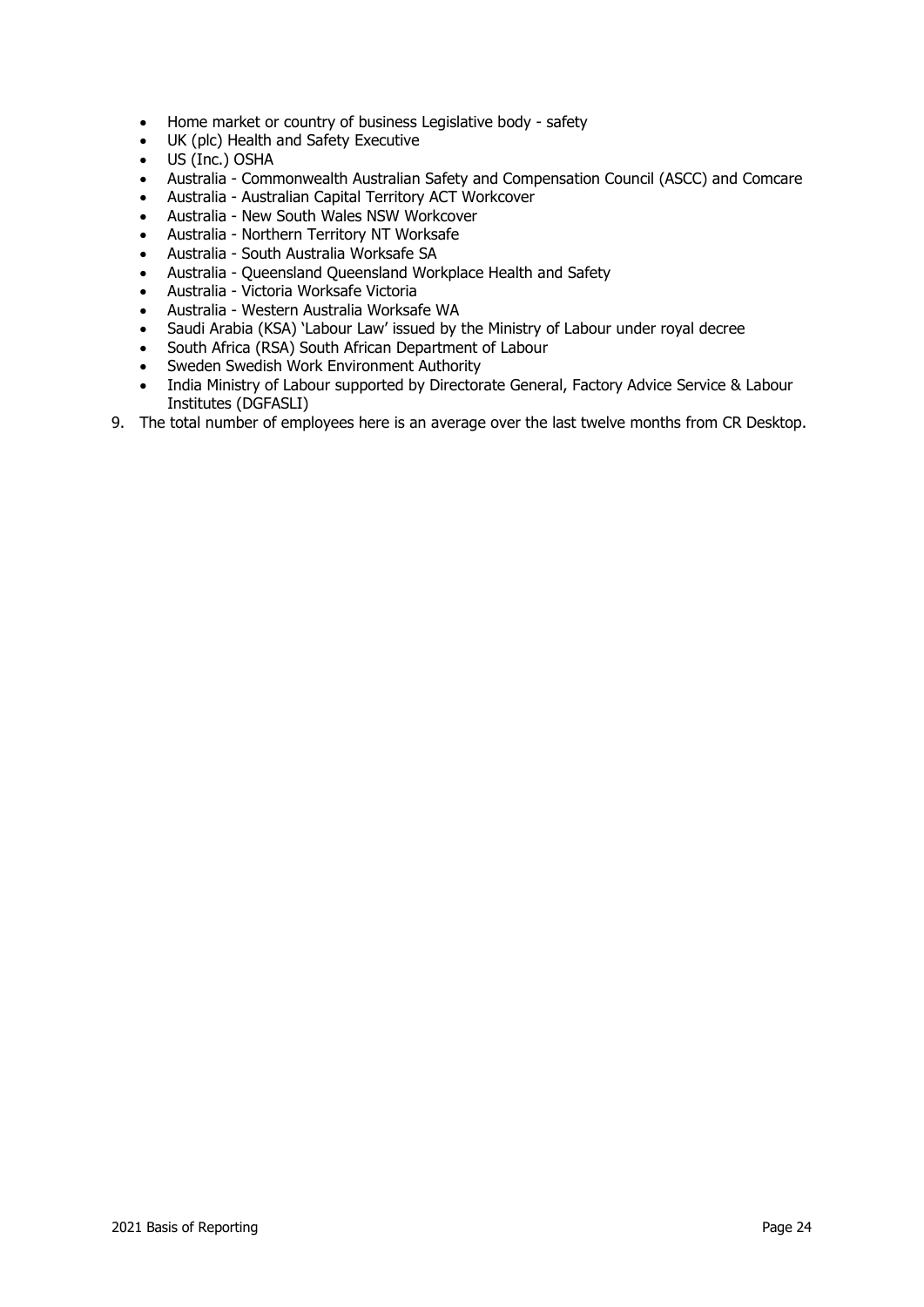- Home market or country of business Legislative body - safety
- UK (plc) Health and Safety Executive
- US (Inc.) OSHA
- Australia - Commonwealth Australian Safety and Compensation Council (ASCC) and Comcare
- Australia - Australian Capital Territory ACT Workcover
- Australia - New South Wales NSW Workcover
- Australia - Northern Territory NT Worksafe
- Australia - South Australia Worksafe SA
- Australia - Queensland Queensland Workplace Health and Safety
- Australia - Victoria Worksafe Victoria
- Australia - Western Australia Worksafe WA
- Saudi Arabia (KSA) 'Labour Law' issued by the Ministry of Labour under royal decree
- South Africa (RSA) South African Department of Labour
- Sweden Swedish Work Environment Authority
- India Ministry of Labour supported by Directorate General, Factory Advice Service & Labour Institutes (DGFASLI)

9. The total number of employees here is an average over the last twelve months from CR Desktop.